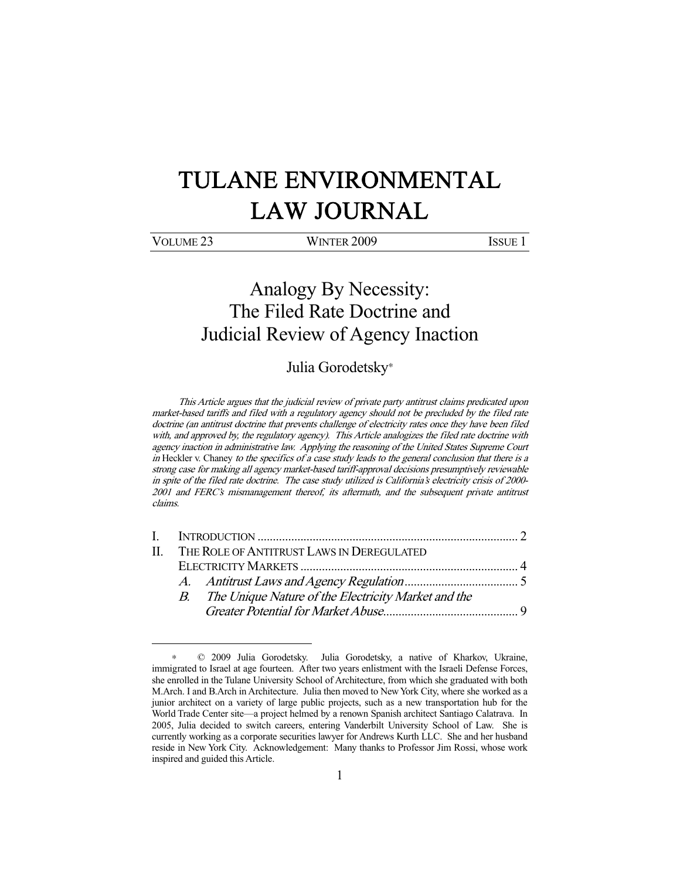# TULANE ENVIRONMENTAL LAW JOURNAL

VOLUME 23 WINTER 2009 ISSUE 1

## Analogy By Necessity: The Filed Rate Doctrine and Judicial Review of Agency Inaction

Julia Gorodetsky*

*This Article argues that the judicial review of private party antitrust claims predicated upon market-based tariffs and filed with a regulatory agency should not be precluded by the filed rate doctrine (an antitrust doctrine that prevents challenge of electricity rates once they have been filed with, and approved by, the regulatory agency). This Article analogizes the filed rate doctrine with agency inaction in administrative law. Applying the reasoning of the United States Supreme Court in* Heckler v. Chaney *to the specifics of a case study leads to the general conclusion that there is a strong case for making all agency market-based tariff-approval decisions presumptively reviewable in spite of the filed rate doctrine. The case study utilized is California's electricity crisis of 2000-2001 and FERC's mismanagement thereof, its aftermath, and the subsequent private antitrust claims.*

I. INTRODUCTION .................................................................................... 2
II. THE ROLE OF ANTITRUST LAWS IN DEREGULATED ELECTRICITY MARKETS ....................................................................... 4
 A. *Antitrust Laws and Agency Regulation* ..................................... 5
 B. *The Unique Nature of the Electricity Market and the Greater Potential for Market Abuse* ............................................ 9

---

\* © 2009 Julia Gorodetsky. Julia Gorodetsky, a native of Kharkov, Ukraine, immigrated to Israel at age fourteen. After two years enlistment with the Israeli Defense Forces, she enrolled in the Tulane University School of Architecture, from which she graduated with both M.Arch. I and B.Arch in Architecture. Julia then moved to New York City, where she worked as a junior architect on a variety of large public projects, such as a new transportation hub for the World Trade Center site—a project helmed by a renown Spanish architect Santiago Calatrava. In 2005, Julia decided to switch careers, entering Vanderbilt University School of Law. She is currently working as a corporate securities lawyer for Andrews Kurth LLC. She and her husband reside in New York City. Acknowledgement: Many thanks to Professor Jim Rossi, whose work inspired and guided this Article.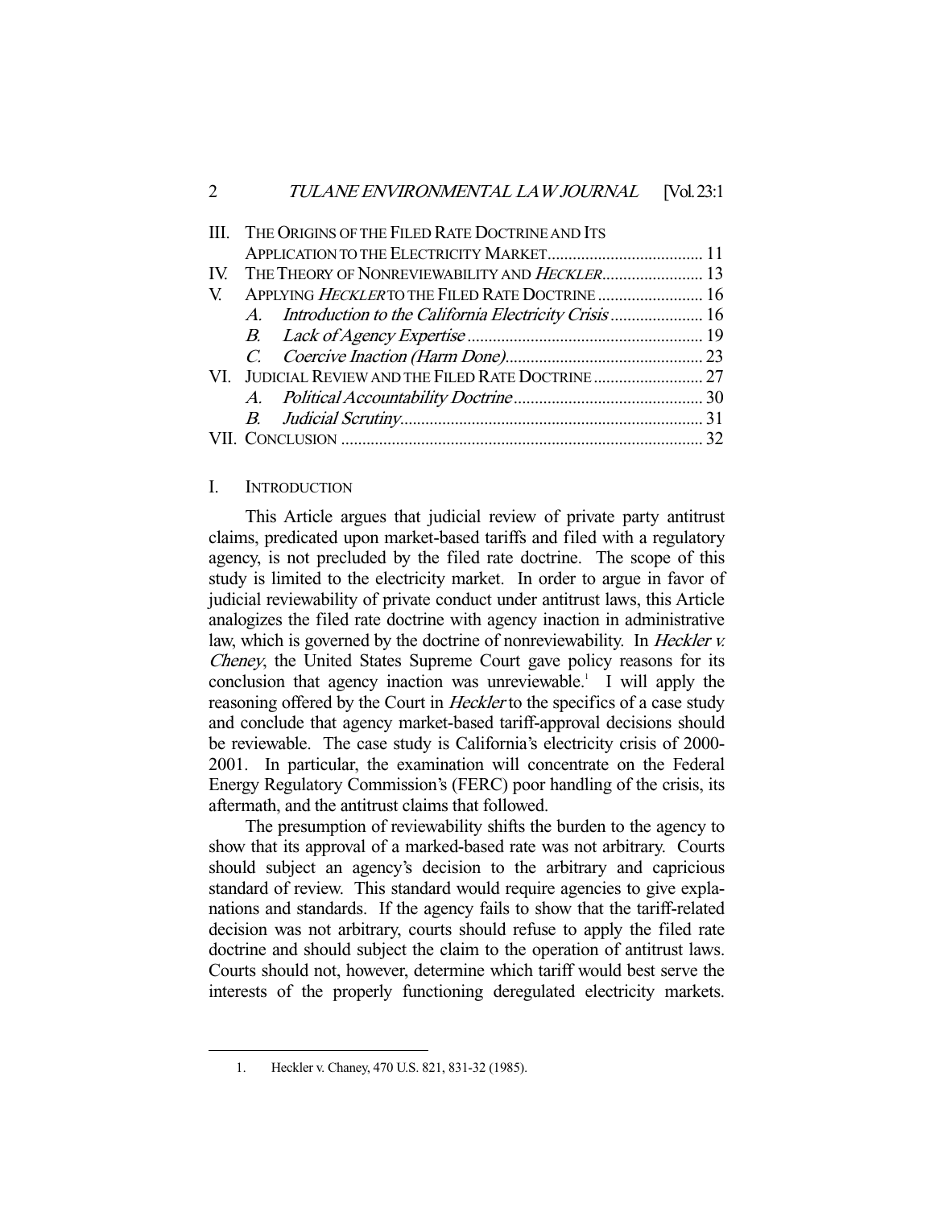| | | |
|---|---|---|
| III. | The Origins of the Filed Rate Doctrine and Its Application to the Electricity Market | 11 |
| IV. | The Theory of Nonreviewability and *Heckler* | 13 |
| V. | Applying *Heckler* to the Filed Rate Doctrine | 16 |
| | A. *Introduction to the California Electricity Crisis* | 16 |
| | B. *Lack of Agency Expertise* | 19 |
| | C. *Coercive Inaction (Harm Done)* | 23 |
| VI. | Judicial Review and the Filed Rate Doctrine | 27 |
| | A. *Political Accountability Doctrine* | 30 |
| | B. *Judicial Scrutiny* | 31 |
| VII. | Conclusion | 32 |

## I. Introduction

This Article argues that judicial review of private party antitrust claims, predicated upon market-based tariffs and filed with a regulatory agency, is not precluded by the filed rate doctrine. The scope of this study is limited to the electricity market. In order to argue in favor of judicial reviewability of private conduct under antitrust laws, this Article analogizes the filed rate doctrine with agency inaction in administrative law, which is governed by the doctrine of nonreviewability. In *Heckler v. Cheney*, the United States Supreme Court gave policy reasons for its conclusion that agency inaction was unreviewable.[1] I will apply the reasoning offered by the Court in *Heckler* to the specifics of a case study and conclude that agency market-based tariff-approval decisions should be reviewable. The case study is California's electricity crisis of 2000-2001. In particular, the examination will concentrate on the Federal Energy Regulatory Commission's (FERC) poor handling of the crisis, its aftermath, and the antitrust claims that followed.

The presumption of reviewability shifts the burden to the agency to show that its approval of a marked-based rate was not arbitrary. Courts should subject an agency's decision to the arbitrary and capricious standard of review. This standard would require agencies to give explanations and standards. If the agency fails to show that the tariff-related decision was not arbitrary, courts should refuse to apply the filed rate doctrine and should subject the claim to the operation of antitrust laws. Courts should not, however, determine which tariff would best serve the interests of the properly functioning deregulated electricity markets.

---

1. Heckler v. Chaney, 470 U.S. 821, 831-32 (1985).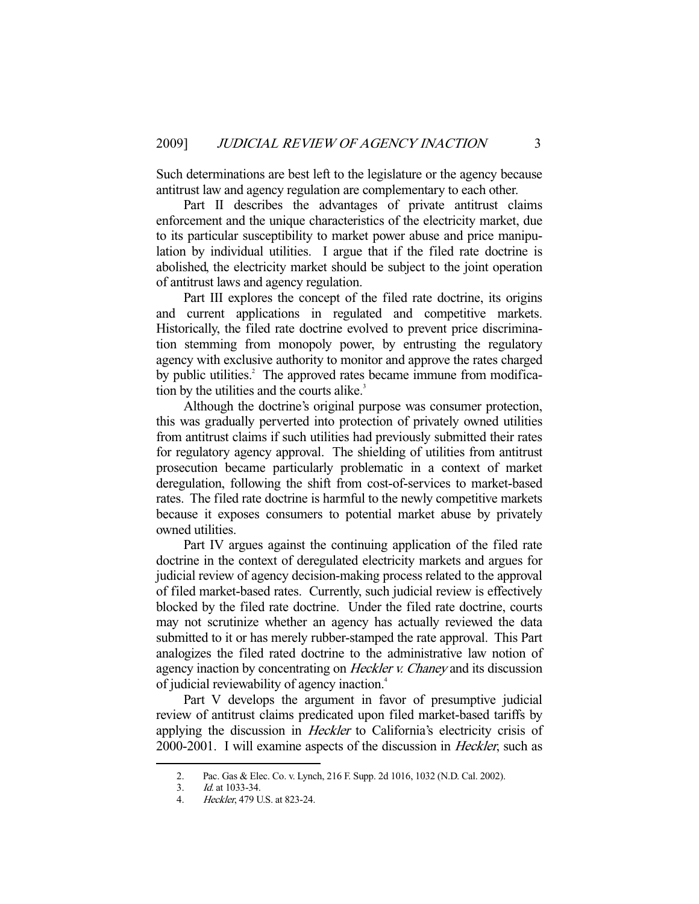Such determinations are best left to the legislature or the agency because antitrust law and agency regulation are complementary to each other.

Part II describes the advantages of private antitrust claims enforcement and the unique characteristics of the electricity market, due to its particular susceptibility to market power abuse and price manipulation by individual utilities. I argue that if the filed rate doctrine is abolished, the electricity market should be subject to the joint operation of antitrust laws and agency regulation.

Part III explores the concept of the filed rate doctrine, its origins and current applications in regulated and competitive markets. Historically, the filed rate doctrine evolved to prevent price discrimination stemming from monopoly power, by entrusting the regulatory agency with exclusive authority to monitor and approve the rates charged by public utilities.[2] The approved rates became immune from modification by the utilities and the courts alike.[3]

Although the doctrine's original purpose was consumer protection, this was gradually perverted into protection of privately owned utilities from antitrust claims if such utilities had previously submitted their rates for regulatory agency approval. The shielding of utilities from antitrust prosecution became particularly problematic in a context of market deregulation, following the shift from cost-of-services to market-based rates. The filed rate doctrine is harmful to the newly competitive markets because it exposes consumers to potential market abuse by privately owned utilities.

Part IV argues against the continuing application of the filed rate doctrine in the context of deregulated electricity markets and argues for judicial review of agency decision-making process related to the approval of filed market-based rates. Currently, such judicial review is effectively blocked by the filed rate doctrine. Under the filed rate doctrine, courts may not scrutinize whether an agency has actually reviewed the data submitted to it or has merely rubber-stamped the rate approval. This Part analogizes the filed rated doctrine to the administrative law notion of agency inaction by concentrating on *Heckler v. Chaney* and its discussion of judicial reviewability of agency inaction.[4]

Part V develops the argument in favor of presumptive judicial review of antitrust claims predicated upon filed market-based tariffs by applying the discussion in *Heckler* to California's electricity crisis of 2000-2001. I will examine aspects of the discussion in *Heckler*, such as

---

2. Pac. Gas & Elec. Co. v. Lynch, 216 F. Supp. 2d 1016, 1032 (N.D. Cal. 2002).

3. *Id.* at 1033-34.

4. *Heckler*, 479 U.S. at 823-24.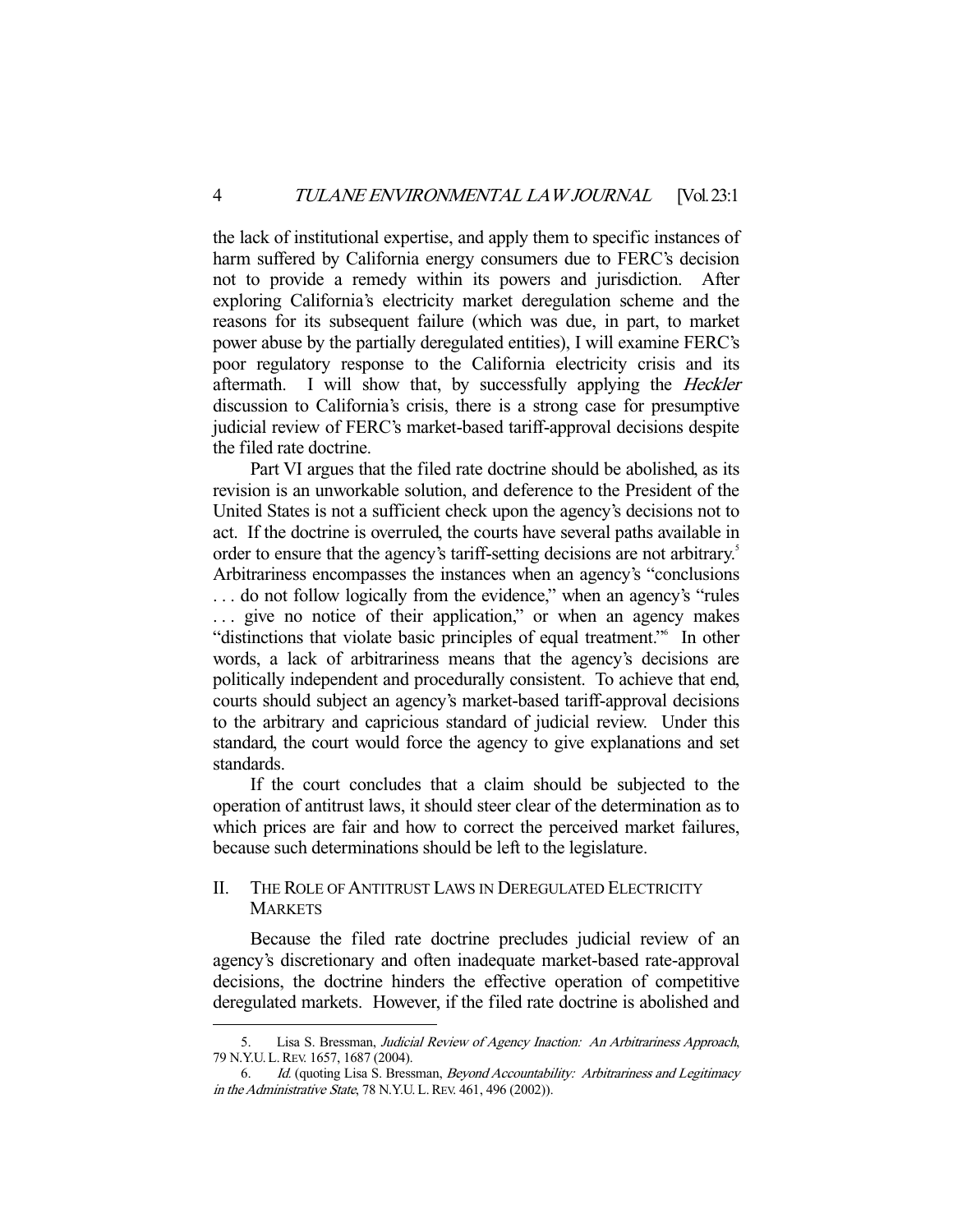the lack of institutional expertise, and apply them to specific instances of harm suffered by California energy consumers due to FERC's decision not to provide a remedy within its powers and jurisdiction. After exploring California's electricity market deregulation scheme and the reasons for its subsequent failure (which was due, in part, to market power abuse by the partially deregulated entities), I will examine FERC's poor regulatory response to the California electricity crisis and its aftermath. I will show that, by successfully applying the *Heckler* discussion to California's crisis, there is a strong case for presumptive judicial review of FERC's market-based tariff-approval decisions despite the filed rate doctrine.

Part VI argues that the filed rate doctrine should be abolished, as its revision is an unworkable solution, and deference to the President of the United States is not a sufficient check upon the agency's decisions not to act. If the doctrine is overruled, the courts have several paths available in order to ensure that the agency's tariff-setting decisions are not arbitrary.[5] Arbitrariness encompasses the instances when an agency's "conclusions . . . do not follow logically from the evidence," when an agency's "rules . . . give no notice of their application," or when an agency makes "distinctions that violate basic principles of equal treatment."[6] In other words, a lack of arbitrariness means that the agency's decisions are politically independent and procedurally consistent. To achieve that end, courts should subject an agency's market-based tariff-approval decisions to the arbitrary and capricious standard of judicial review. Under this standard, the court would force the agency to give explanations and set standards.

If the court concludes that a claim should be subjected to the operation of antitrust laws, it should steer clear of the determination as to which prices are fair and how to correct the perceived market failures, because such determinations should be left to the legislature.

## II. The Role of Antitrust Laws in Deregulated Electricity Markets

Because the filed rate doctrine precludes judicial review of an agency's discretionary and often inadequate market-based rate-approval decisions, the doctrine hinders the effective operation of competitive deregulated markets. However, if the filed rate doctrine is abolished and

---

5. Lisa S. Bressman, *Judicial Review of Agency Inaction: An Arbitrariness Approach*, 79 N.Y.U. L. REV. 1657, 1687 (2004).

6. *Id.* (quoting Lisa S. Bressman, *Beyond Accountability: Arbitrariness and Legitimacy in the Administrative State*, 78 N.Y.U. L. REV. 461, 496 (2002)).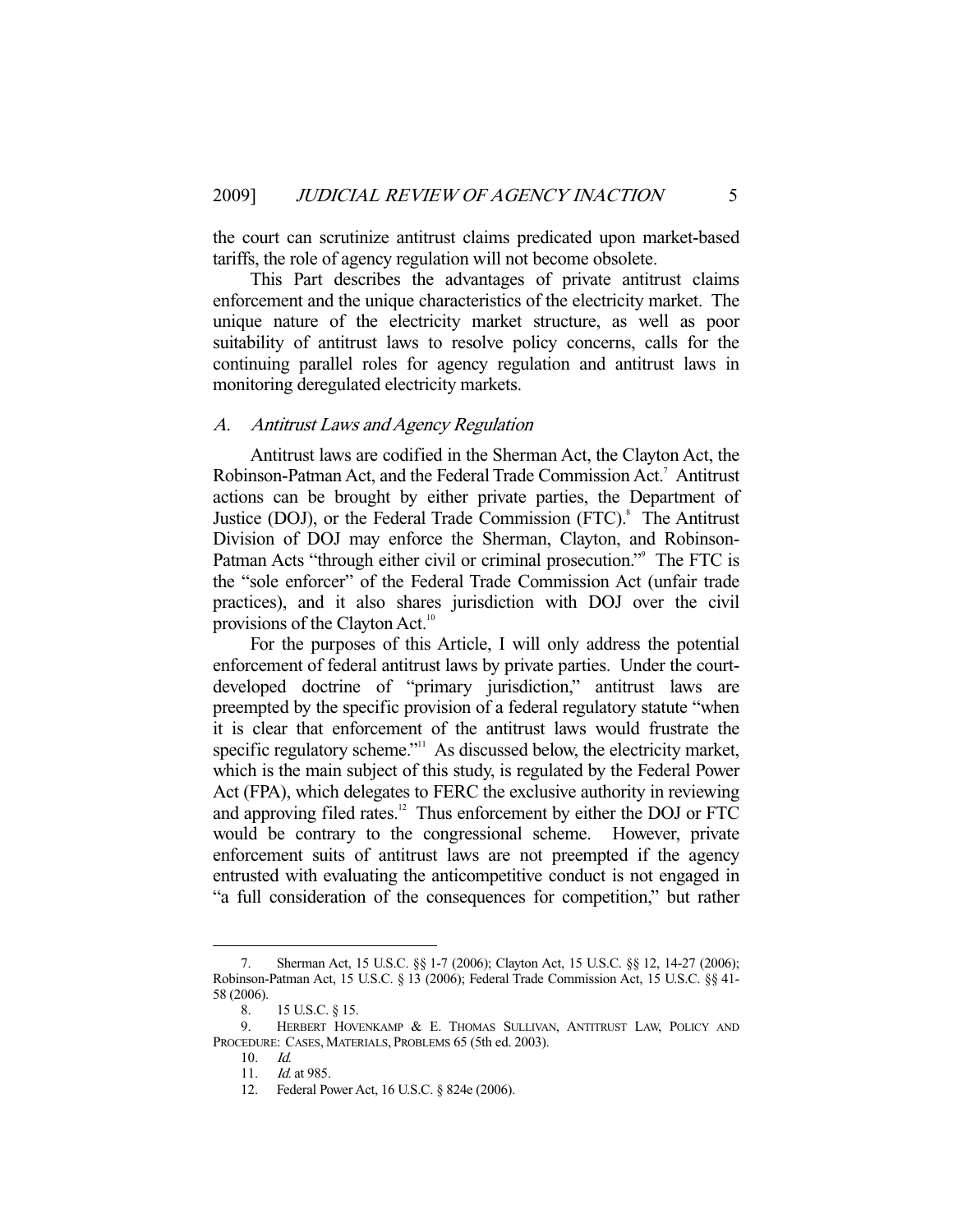the court can scrutinize antitrust claims predicated upon market-based tariffs, the role of agency regulation will not become obsolete.

This Part describes the advantages of private antitrust claims enforcement and the unique characteristics of the electricity market. The unique nature of the electricity market structure, as well as poor suitability of antitrust laws to resolve policy concerns, calls for the continuing parallel roles for agency regulation and antitrust laws in monitoring deregulated electricity markets.

### A. *Antitrust Laws and Agency Regulation*

Antitrust laws are codified in the Sherman Act, the Clayton Act, the Robinson-Patman Act, and the Federal Trade Commission Act.[7] Antitrust actions can be brought by either private parties, the Department of Justice (DOJ), or the Federal Trade Commission (FTC).[8] The Antitrust Division of DOJ may enforce the Sherman, Clayton, and Robinson-Patman Acts "through either civil or criminal prosecution."[9] The FTC is the "sole enforcer" of the Federal Trade Commission Act (unfair trade practices), and it also shares jurisdiction with DOJ over the civil provisions of the Clayton Act.[10]

For the purposes of this Article, I will only address the potential enforcement of federal antitrust laws by private parties. Under the court-developed doctrine of "primary jurisdiction," antitrust laws are preempted by the specific provision of a federal regulatory statute "when it is clear that enforcement of the antitrust laws would frustrate the specific regulatory scheme."[11] As discussed below, the electricity market, which is the main subject of this study, is regulated by the Federal Power Act (FPA), which delegates to FERC the exclusive authority in reviewing and approving filed rates.[12] Thus enforcement by either the DOJ or FTC would be contrary to the congressional scheme. However, private enforcement suits of antitrust laws are not preempted if the agency entrusted with evaluating the anticompetitive conduct is not engaged in "a full consideration of the consequences for competition," but rather

---

7. Sherman Act, 15 U.S.C. §§ 1-7 (2006); Clayton Act, 15 U.S.C. §§ 12, 14-27 (2006); Robinson-Patman Act, 15 U.S.C. § 13 (2006); Federal Trade Commission Act, 15 U.S.C. §§ 41-58 (2006).

8. 15 U.S.C. § 15.

9. HERBERT HOVENKAMP & E. THOMAS SULLIVAN, ANTITRUST LAW, POLICY AND PROCEDURE: CASES, MATERIALS, PROBLEMS 65 (5th ed. 2003).

10. *Id.*

11. *Id.* at 985.

12. Federal Power Act, 16 U.S.C. § 824e (2006).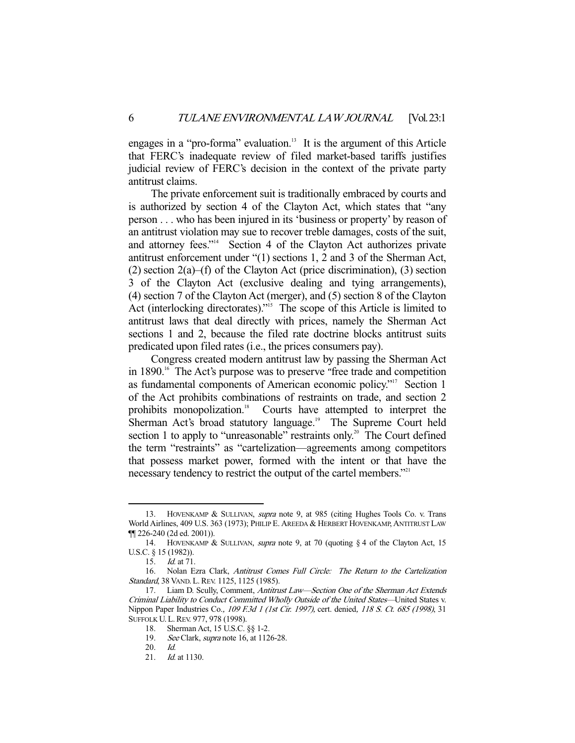engages in a "pro-forma" evaluation.[13] It is the argument of this Article that FERC's inadequate review of filed market-based tariffs justifies judicial review of FERC's decision in the context of the private party antitrust claims.

The private enforcement suit is traditionally embraced by courts and is authorized by section 4 of the Clayton Act, which states that "any person . . . who has been injured in its 'business or property' by reason of an antitrust violation may sue to recover treble damages, costs of the suit, and attorney fees."[14] Section 4 of the Clayton Act authorizes private antitrust enforcement under "(1) sections 1, 2 and 3 of the Sherman Act, (2) section 2(a)–(f) of the Clayton Act (price discrimination), (3) section 3 of the Clayton Act (exclusive dealing and tying arrangements), (4) section 7 of the Clayton Act (merger), and (5) section 8 of the Clayton Act (interlocking directorates)."[15] The scope of this Article is limited to antitrust laws that deal directly with prices, namely the Sherman Act sections 1 and 2, because the filed rate doctrine blocks antitrust suits predicated upon filed rates (i.e., the prices consumers pay).

Congress created modern antitrust law by passing the Sherman Act in 1890.[16] The Act's purpose was to preserve "free trade and competition as fundamental components of American economic policy."[17] Section 1 of the Act prohibits combinations of restraints on trade, and section 2 prohibits monopolization.[18] Courts have attempted to interpret the Sherman Act's broad statutory language.[19] The Supreme Court held section 1 to apply to "unreasonable" restraints only.[20] The Court defined the term "restraints" as "cartelization—agreements among competitors that possess market power, formed with the intent or that have the necessary tendency to restrict the output of the cartel members."[21]

---

13. HOVENKAMP & SULLIVAN, *supra* note 9, at 985 (citing Hughes Tools Co. v. Trans World Airlines, 409 U.S. 363 (1973); PHILIP E. AREEDA & HERBERT HOVENKAMP, ANTITRUST LAW ¶¶ 226-240 (2d ed. 2001)).

14. HOVENKAMP & SULLIVAN, *supra* note 9, at 70 (quoting § 4 of the Clayton Act, 15 U.S.C. § 15 (1982)).

15. *Id.* at 71.

16. Nolan Ezra Clark, *Antitrust Comes Full Circle: The Return to the Cartelization Standard*, 38 VAND. L. REV. 1125, 1125 (1985).

17. Liam D. Scully, Comment, *Antitrust Law—Section One of the Sherman Act Extends Criminal Liability to Conduct Committed Wholly Outside of the United States*—United States v. Nippon Paper Industries Co., *109 F.3d 1 (1st Cir. 1997)*, cert. denied, *118 S. Ct. 685 (1998)*, 31 SUFFOLK U. L. REV. 977, 978 (1998).

18. Sherman Act, 15 U.S.C. §§ 1-2.

19. *See* Clark, *supra* note 16, at 1126-28.

20. *Id.*

21. *Id.* at 1130.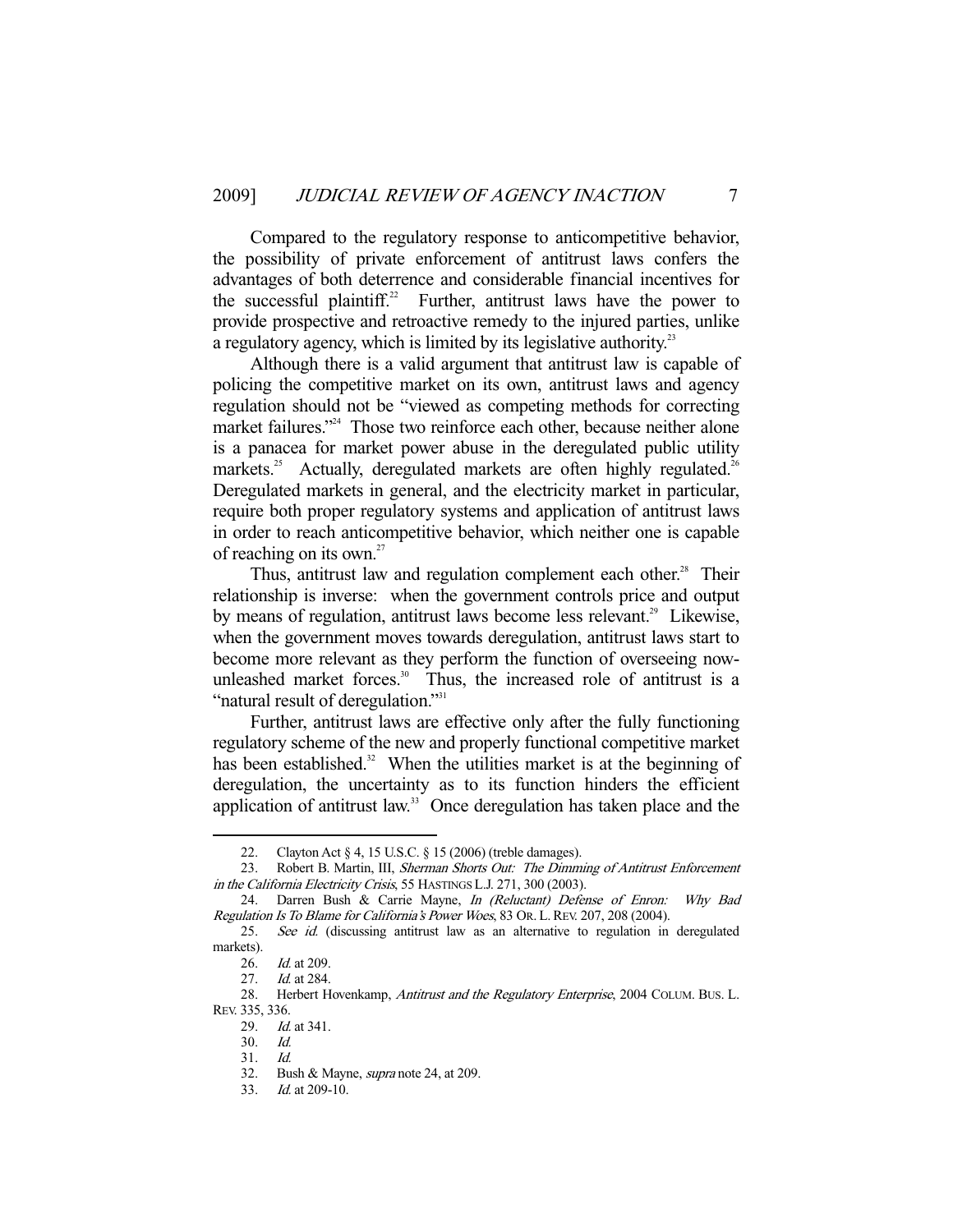Compared to the regulatory response to anticompetitive behavior, the possibility of private enforcement of antitrust laws confers the advantages of both deterrence and considerable financial incentives for the successful plaintiff.[22] Further, antitrust laws have the power to provide prospective and retroactive remedy to the injured parties, unlike a regulatory agency, which is limited by its legislative authority.[23]

Although there is a valid argument that antitrust law is capable of policing the competitive market on its own, antitrust laws and agency regulation should not be "viewed as competing methods for correcting market failures."[24] Those two reinforce each other, because neither alone is a panacea for market power abuse in the deregulated public utility markets.[25] Actually, deregulated markets are often highly regulated.[26] Deregulated markets in general, and the electricity market in particular, require both proper regulatory systems and application of antitrust laws in order to reach anticompetitive behavior, which neither one is capable of reaching on its own.[27]

Thus, antitrust law and regulation complement each other.[28] Their relationship is inverse: when the government controls price and output by means of regulation, antitrust laws become less relevant.[29] Likewise, when the government moves towards deregulation, antitrust laws start to become more relevant as they perform the function of overseeing now-unleashed market forces.[30] Thus, the increased role of antitrust is a "natural result of deregulation."[31]

Further, antitrust laws are effective only after the fully functioning regulatory scheme of the new and properly functional competitive market has been established.[32] When the utilities market is at the beginning of deregulation, the uncertainty as to its function hinders the efficient application of antitrust law.[33] Once deregulation has taken place and the

---

22. Clayton Act § 4, 15 U.S.C. § 15 (2006) (treble damages).

23. Robert B. Martin, III, *Sherman Shorts Out: The Dimming of Antitrust Enforcement in the California Electricity Crisis*, 55 HASTINGS L.J. 271, 300 (2003).

24. Darren Bush & Carrie Mayne, *In (Reluctant) Defense of Enron: Why Bad Regulation Is To Blame for California's Power Woes*, 83 OR. L. REV. 207, 208 (2004).

25. *See id.* (discussing antitrust law as an alternative to regulation in deregulated markets).

26. *Id.* at 209.

27. *Id.* at 284.

28. Herbert Hovenkamp, *Antitrust and the Regulatory Enterprise*, 2004 COLUM. BUS. L. REV. 335, 336.

29. *Id.* at 341.

30. *Id.*

31. *Id.*

32. Bush & Mayne, *supra* note 24, at 209.

33. *Id.* at 209-10.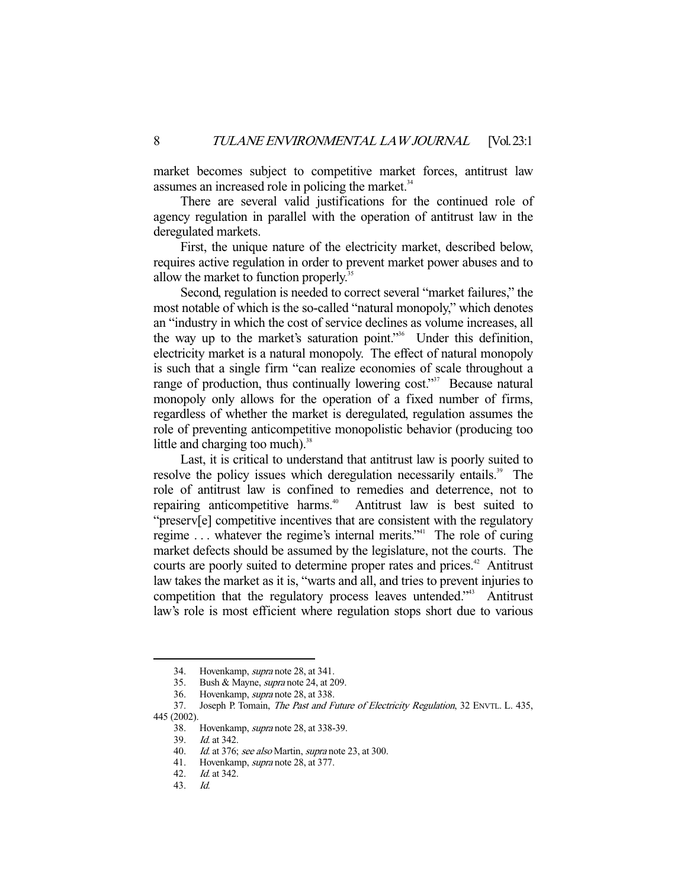market becomes subject to competitive market forces, antitrust law assumes an increased role in policing the market.[34]

There are several valid justifications for the continued role of agency regulation in parallel with the operation of antitrust law in the deregulated markets.

First, the unique nature of the electricity market, described below, requires active regulation in order to prevent market power abuses and to allow the market to function properly.[35]

Second, regulation is needed to correct several "market failures," the most notable of which is the so-called "natural monopoly," which denotes an "industry in which the cost of service declines as volume increases, all the way up to the market's saturation point."[36] Under this definition, electricity market is a natural monopoly. The effect of natural monopoly is such that a single firm "can realize economies of scale throughout a range of production, thus continually lowering cost."[37] Because natural monopoly only allows for the operation of a fixed number of firms, regardless of whether the market is deregulated, regulation assumes the role of preventing anticompetitive monopolistic behavior (producing too little and charging too much).[38]

Last, it is critical to understand that antitrust law is poorly suited to resolve the policy issues which deregulation necessarily entails.[39] The role of antitrust law is confined to remedies and deterrence, not to repairing anticompetitive harms.[40] Antitrust law is best suited to "preserv[e] competitive incentives that are consistent with the regulatory regime . . . whatever the regime's internal merits."[41] The role of curing market defects should be assumed by the legislature, not the courts. The courts are poorly suited to determine proper rates and prices.[42] Antitrust law takes the market as it is, "warts and all, and tries to prevent injuries to competition that the regulatory process leaves untended."[43] Antitrust law's role is most efficient where regulation stops short due to various

---

34. Hovenkamp, *supra* note 28, at 341.

35. Bush & Mayne, *supra* note 24, at 209.

36. Hovenkamp, *supra* note 28, at 338.

37. Joseph P. Tomain, *The Past and Future of Electricity Regulation*, 32 ENVTL. L. 435, 445 (2002).

38. Hovenkamp, *supra* note 28, at 338-39.

39. *Id.* at 342.

40. *Id.* at 376; *see also* Martin, *supra* note 23, at 300.

41. Hovenkamp, *supra* note 28, at 377.

42. *Id.* at 342.

43. *Id.*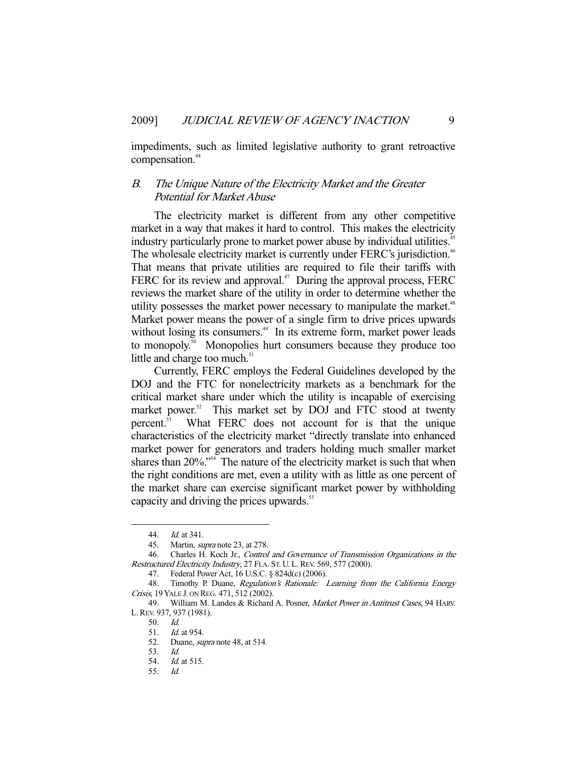impediments, such as limited legislative authority to grant retroactive compensation.[44]

### B. *The Unique Nature of the Electricity Market and the Greater Potential for Market Abuse*

The electricity market is different from any other competitive market in a way that makes it hard to control. This makes the electricity industry particularly prone to market power abuse by individual utilities.[45] The wholesale electricity market is currently under FERC's jurisdiction.[46] That means that private utilities are required to file their tariffs with FERC for its review and approval.[47] During the approval process, FERC reviews the market share of the utility in order to determine whether the utility possesses the market power necessary to manipulate the market.[48] Market power means the power of a single firm to drive prices upwards without losing its consumers.[49] In its extreme form, market power leads to monopoly.[50] Monopolies hurt consumers because they produce too little and charge too much.[51]

Currently, FERC employs the Federal Guidelines developed by the DOJ and the FTC for nonelectricity markets as a benchmark for the critical market share under which the utility is incapable of exercising market power.[52] This market set by DOJ and FTC stood at twenty percent.[53] What FERC does not account for is that the unique characteristics of the electricity market "directly translate into enhanced market power for generators and traders holding much smaller market shares than 20%."[54] The nature of the electricity market is such that when the right conditions are met, even a utility with as little as one percent of the market share can exercise significant market power by withholding capacity and driving the prices upwards.[55]

---

44. *Id.* at 341.
45. Martin, *supra* note 23, at 278.
46. Charles H. Koch Jr., *Control and Governance of Transmission Organizations in the Restructured Electricity Industry*, 27 FLA. ST. U. L. REV. 569, 577 (2000).
47. Federal Power Act, 16 U.S.C. § 824d(c) (2006).
48. Timothy P. Duane, *Regulation's Rationale: Learning from the California Energy Crisis*, 19 YALE J. ON REG. 471, 512 (2002).
49. William M. Landes & Richard A. Posner, *Market Power in Antitrust Cases*, 94 HARV. L. REV. 937, 937 (1981).
50. *Id.*
51. *Id.* at 954.
52. Duane, *supra* note 48, at 514.
53. *Id.*
54. *Id.* at 515.
55. *Id.*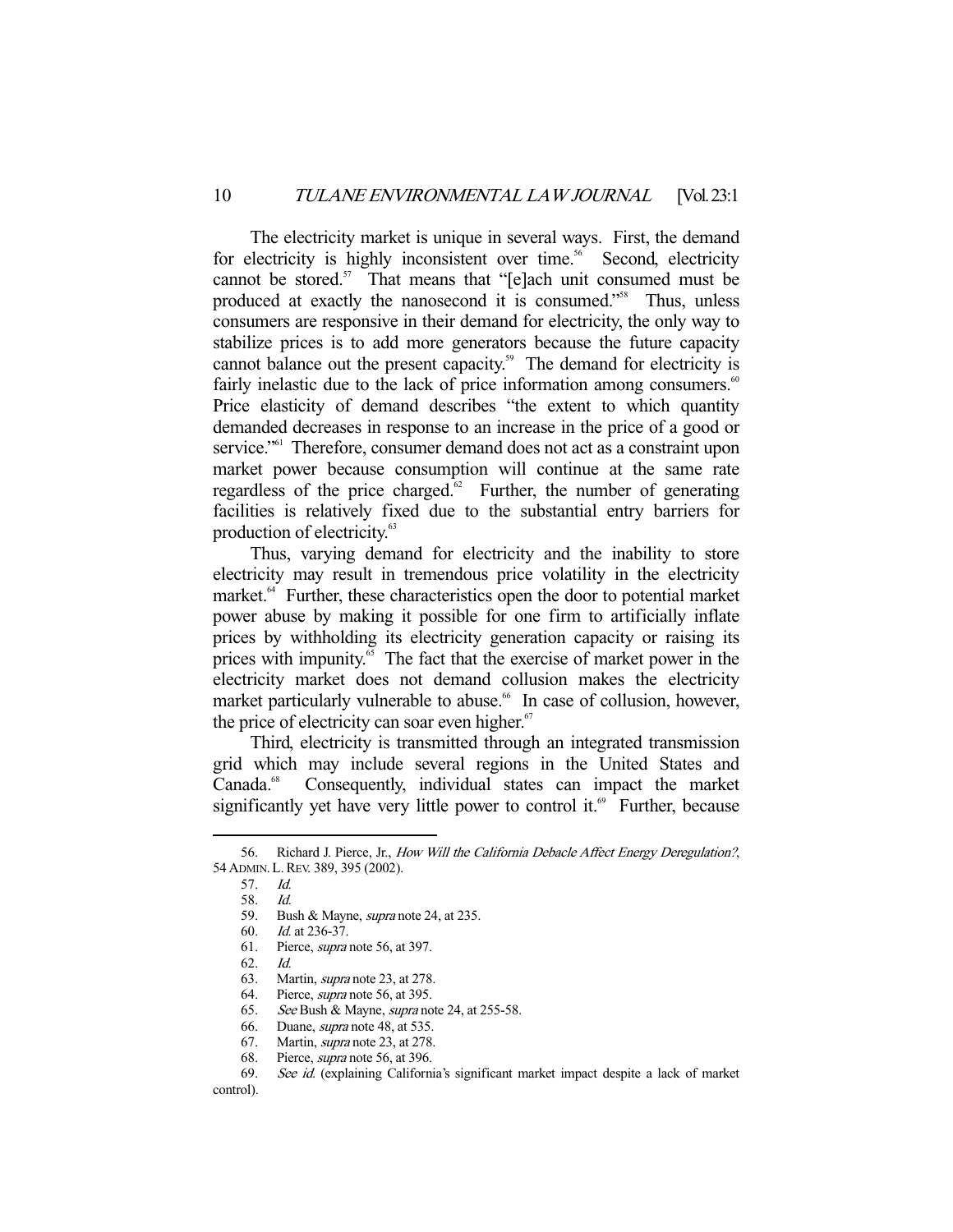The electricity market is unique in several ways. First, the demand for electricity is highly inconsistent over time.[56] Second, electricity cannot be stored.[57] That means that "[e]ach unit consumed must be produced at exactly the nanosecond it is consumed."[58] Thus, unless consumers are responsive in their demand for electricity, the only way to stabilize prices is to add more generators because the future capacity cannot balance out the present capacity.[59] The demand for electricity is fairly inelastic due to the lack of price information among consumers.[60] Price elasticity of demand describes "the extent to which quantity demanded decreases in response to an increase in the price of a good or service."[61] Therefore, consumer demand does not act as a constraint upon market power because consumption will continue at the same rate regardless of the price charged.[62] Further, the number of generating facilities is relatively fixed due to the substantial entry barriers for production of electricity.[63]

Thus, varying demand for electricity and the inability to store electricity may result in tremendous price volatility in the electricity market.[64] Further, these characteristics open the door to potential market power abuse by making it possible for one firm to artificially inflate prices by withholding its electricity generation capacity or raising its prices with impunity.[65] The fact that the exercise of market power in the electricity market does not demand collusion makes the electricity market particularly vulnerable to abuse.[66] In case of collusion, however, the price of electricity can soar even higher.[67]

Third, electricity is transmitted through an integrated transmission grid which may include several regions in the United States and Canada.[68] Consequently, individual states can impact the market significantly yet have very little power to control it.[69] Further, because

---

56. Richard J. Pierce, Jr., *How Will the California Debacle Affect Energy Deregulation?*, 54 ADMIN. L. REV. 389, 395 (2002).

57. *Id.*

58. *Id.*

59. Bush & Mayne, *supra* note 24, at 235.

60. *Id.* at 236-37.

61. Pierce, *supra* note 56, at 397.

62. *Id.*

63. Martin, *supra* note 23, at 278.

64. Pierce, *supra* note 56, at 395.

65. *See* Bush & Mayne, *supra* note 24, at 255-58.

66. Duane, *supra* note 48, at 535.

67. Martin, *supra* note 23, at 278.

68. Pierce, *supra* note 56, at 396.

69. *See id.* (explaining California's significant market impact despite a lack of market control).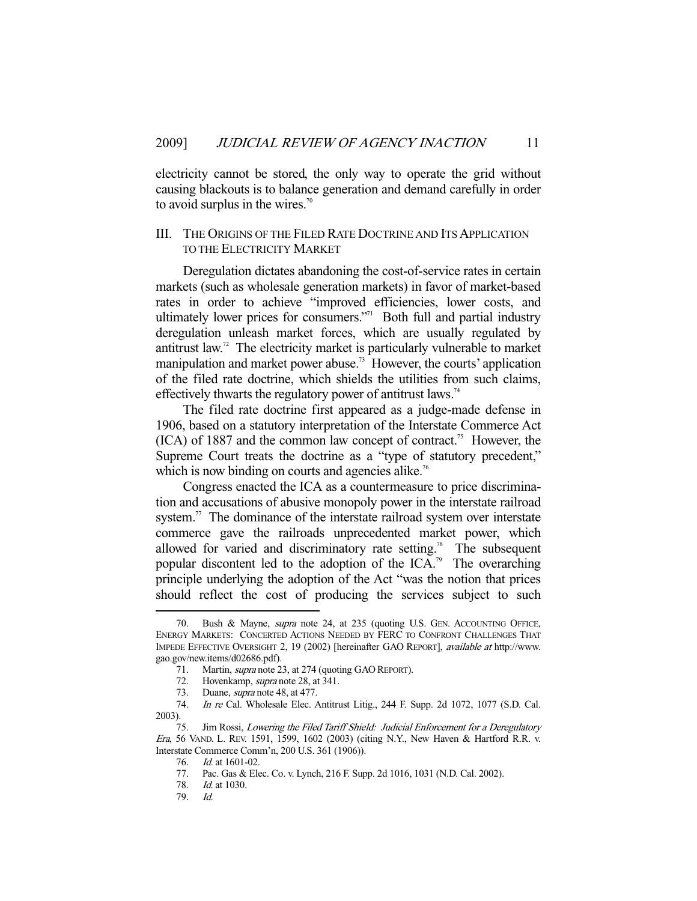electricity cannot be stored, the only way to operate the grid without causing blackouts is to balance generation and demand carefully in order to avoid surplus in the wires.[70]

## III. THE ORIGINS OF THE FILED RATE DOCTRINE AND ITS APPLICATION TO THE ELECTRICITY MARKET

Deregulation dictates abandoning the cost-of-service rates in certain markets (such as wholesale generation markets) in favor of market-based rates in order to achieve "improved efficiencies, lower costs, and ultimately lower prices for consumers."[71] Both full and partial industry deregulation unleash market forces, which are usually regulated by antitrust law.[72] The electricity market is particularly vulnerable to market manipulation and market power abuse.[73] However, the courts' application of the filed rate doctrine, which shields the utilities from such claims, effectively thwarts the regulatory power of antitrust laws.[74]

The filed rate doctrine first appeared as a judge-made defense in 1906, based on a statutory interpretation of the Interstate Commerce Act (ICA) of 1887 and the common law concept of contract.[75] However, the Supreme Court treats the doctrine as a "type of statutory precedent," which is now binding on courts and agencies alike.[76]

Congress enacted the ICA as a countermeasure to price discrimination and accusations of abusive monopoly power in the interstate railroad system.[77] The dominance of the interstate railroad system over interstate commerce gave the railroads unprecedented market power, which allowed for varied and discriminatory rate setting.[78] The subsequent popular discontent led to the adoption of the ICA.[79] The overarching principle underlying the adoption of the Act "was the notion that prices should reflect the cost of producing the services subject to such

---

70. Bush & Mayne, *supra* note 24, at 235 (quoting U.S. GEN. ACCOUNTING OFFICE, ENERGY MARKETS: CONCERTED ACTIONS NEEDED BY FERC TO CONFRONT CHALLENGES THAT IMPEDE EFFECTIVE OVERSIGHT 2, 19 (2002) [hereinafter GAO REPORT], *available at* http://www.gao.gov/new.items/d02686.pdf).

71. Martin, *supra* note 23, at 274 (quoting GAO REPORT).

72. Hovenkamp, *supra* note 28, at 341.

73. Duane, *supra* note 48, at 477.

74. *In re* Cal. Wholesale Elec. Antitrust Litig., 244 F. Supp. 2d 1072, 1077 (S.D. Cal. 2003).

75. Jim Rossi, *Lowering the Filed Tariff Shield: Judicial Enforcement for a Deregulatory Era*, 56 VAND. L. REV. 1591, 1599, 1602 (2003) (citing N.Y., New Haven & Hartford R.R. v. Interstate Commerce Comm'n, 200 U.S. 361 (1906)).

76. *Id.* at 1601-02.

77. Pac. Gas & Elec. Co. v. Lynch, 216 F. Supp. 2d 1016, 1031 (N.D. Cal. 2002).

78. *Id.* at 1030.

79. *Id.*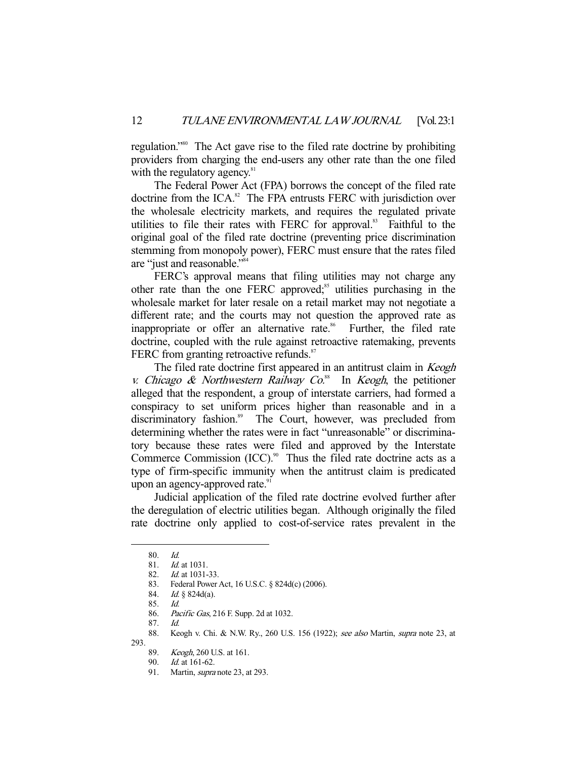regulation."[80] The Act gave rise to the filed rate doctrine by prohibiting providers from charging the end-users any other rate than the one filed with the regulatory agency.[81]

The Federal Power Act (FPA) borrows the concept of the filed rate doctrine from the ICA.[82] The FPA entrusts FERC with jurisdiction over the wholesale electricity markets, and requires the regulated private utilities to file their rates with FERC for approval.[83] Faithful to the original goal of the filed rate doctrine (preventing price discrimination stemming from monopoly power), FERC must ensure that the rates filed are "just and reasonable."[84]

FERC's approval means that filing utilities may not charge any other rate than the one FERC approved;[85] utilities purchasing in the wholesale market for later resale on a retail market may not negotiate a different rate; and the courts may not question the approved rate as inappropriate or offer an alternative rate.[86] Further, the filed rate doctrine, coupled with the rule against retroactive ratemaking, prevents FERC from granting retroactive refunds.[87]

The filed rate doctrine first appeared in an antitrust claim in *Keogh v. Chicago & Northwestern Railway Co.*[88] In *Keogh*, the petitioner alleged that the respondent, a group of interstate carriers, had formed a conspiracy to set uniform prices higher than reasonable and in a discriminatory fashion.[89] The Court, however, was precluded from determining whether the rates were in fact "unreasonable" or discriminatory because these rates were filed and approved by the Interstate Commerce Commission (ICC).[90] Thus the filed rate doctrine acts as a type of firm-specific immunity when the antitrust claim is predicated upon an agency-approved rate.[91]

Judicial application of the filed rate doctrine evolved further after the deregulation of electric utilities began. Although originally the filed rate doctrine only applied to cost-of-service rates prevalent in the

---

80. *Id.*
81. *Id.* at 1031.
82. *Id.* at 1031-33.
83. Federal Power Act, 16 U.S.C. § 824d(c) (2006).
84. *Id.* § 824d(a).
85. *Id.*
86. *Pacific Gas*, 216 F. Supp. 2d at 1032.
87. *Id.*
88. Keogh v. Chi. & N.W. Ry., 260 U.S. 156 (1922); *see also* Martin, *supra* note 23, at 293.
89. *Keogh*, 260 U.S. at 161.
90. *Id.* at 161-62.
91. Martin, *supra* note 23, at 293.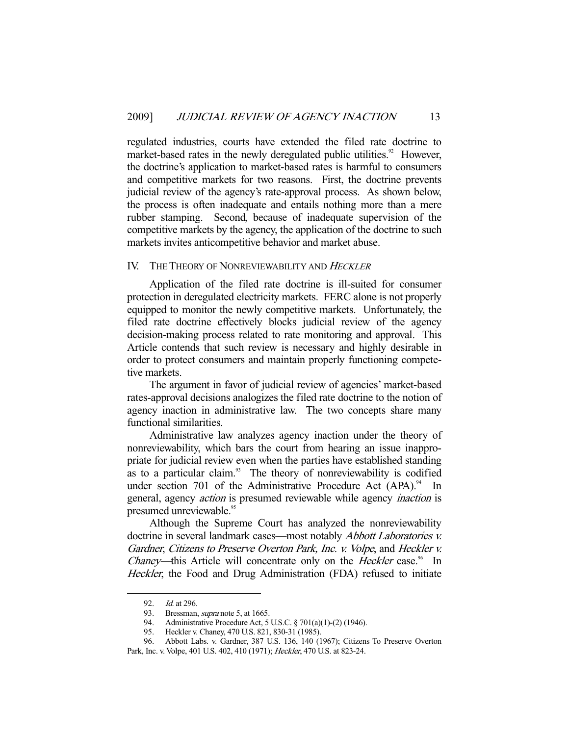regulated industries, courts have extended the filed rate doctrine to market-based rates in the newly deregulated public utilities.[92] However, the doctrine's application to market-based rates is harmful to consumers and competitive markets for two reasons. First, the doctrine prevents judicial review of the agency's rate-approval process. As shown below, the process is often inadequate and entails nothing more than a mere rubber stamping. Second, because of inadequate supervision of the competitive markets by the agency, the application of the doctrine to such markets invites anticompetitive behavior and market abuse.

## IV. THE THEORY OF NONREVIEWABILITY AND *HECKLER*

Application of the filed rate doctrine is ill-suited for consumer protection in deregulated electricity markets. FERC alone is not properly equipped to monitor the newly competitive markets. Unfortunately, the filed rate doctrine effectively blocks judicial review of the agency decision-making process related to rate monitoring and approval. This Article contends that such review is necessary and highly desirable in order to protect consumers and maintain properly functioning competetive markets.

The argument in favor of judicial review of agencies' market-based rates-approval decisions analogizes the filed rate doctrine to the notion of agency inaction in administrative law. The two concepts share many functional similarities.

Administrative law analyzes agency inaction under the theory of nonreviewability, which bars the court from hearing an issue inappropriate for judicial review even when the parties have established standing as to a particular claim.[93] The theory of nonreviewability is codified under section 701 of the Administrative Procedure Act (APA).[94] In general, agency *action* is presumed reviewable while agency *inaction* is presumed unreviewable.[95]

Although the Supreme Court has analyzed the nonreviewability doctrine in several landmark cases—most notably *Abbott Laboratories v. Gardner*, *Citizens to Preserve Overton Park, Inc. v. Volpe*, and *Heckler v. Chaney*—this Article will concentrate only on the *Heckler* case.[96] In *Heckler*, the Food and Drug Administration (FDA) refused to initiate

---

92. *Id.* at 296.

93. Bressman, *supra* note 5, at 1665.

94. Administrative Procedure Act, 5 U.S.C. § 701(a)(1)-(2) (1946).

95. Heckler v. Chaney, 470 U.S. 821, 830-31 (1985).

96. Abbott Labs. v. Gardner, 387 U.S. 136, 140 (1967); Citizens To Preserve Overton Park, Inc. v. Volpe, 401 U.S. 402, 410 (1971); *Heckler*, 470 U.S. at 823-24.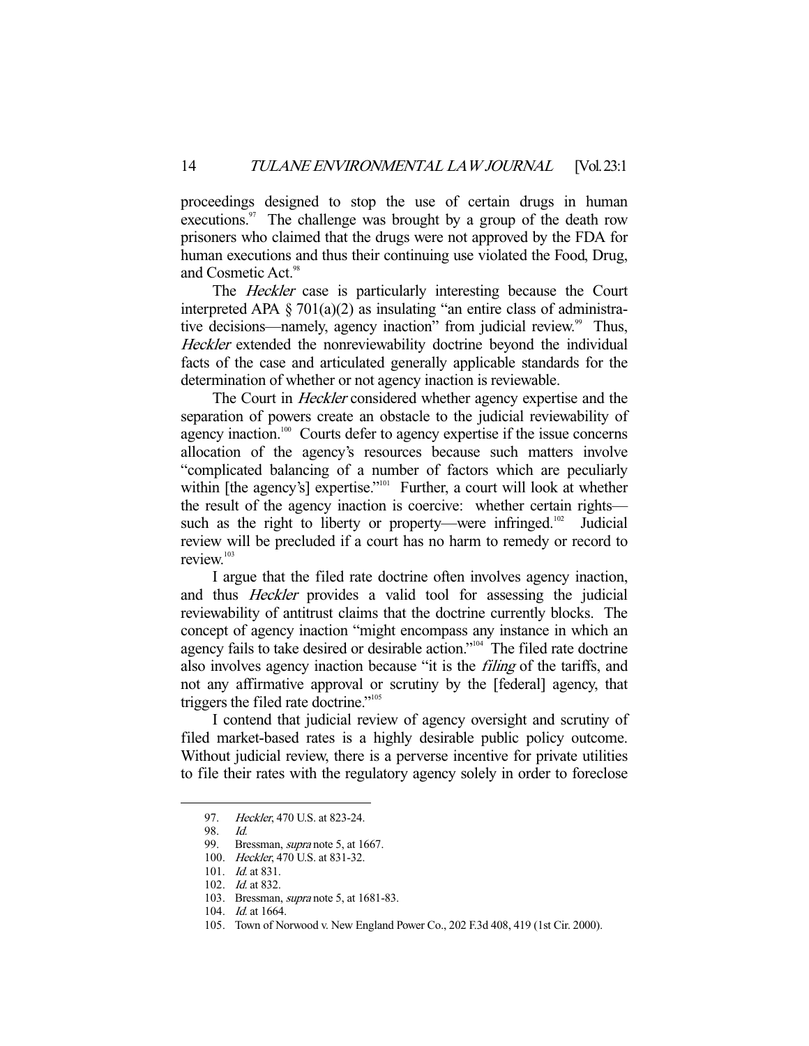proceedings designed to stop the use of certain drugs in human executions.[97] The challenge was brought by a group of the death row prisoners who claimed that the drugs were not approved by the FDA for human executions and thus their continuing use violated the Food, Drug, and Cosmetic Act.[98]

The *Heckler* case is particularly interesting because the Court interpreted APA § 701(a)(2) as insulating "an entire class of administrative decisions—namely, agency inaction" from judicial review.[99] Thus, *Heckler* extended the nonreviewability doctrine beyond the individual facts of the case and articulated generally applicable standards for the determination of whether or not agency inaction is reviewable.

The Court in *Heckler* considered whether agency expertise and the separation of powers create an obstacle to the judicial reviewability of agency inaction.[100] Courts defer to agency expertise if the issue concerns allocation of the agency's resources because such matters involve "complicated balancing of a number of factors which are peculiarly within [the agency's] expertise."[101] Further, a court will look at whether the result of the agency inaction is coercive: whether certain rights—such as the right to liberty or property—were infringed.[102] Judicial review will be precluded if a court has no harm to remedy or record to review.[103]

I argue that the filed rate doctrine often involves agency inaction, and thus *Heckler* provides a valid tool for assessing the judicial reviewability of antitrust claims that the doctrine currently blocks. The concept of agency inaction "might encompass any instance in which an agency fails to take desired or desirable action."[104] The filed rate doctrine also involves agency inaction because "it is the *filing* of the tariffs, and not any affirmative approval or scrutiny by the [federal] agency, that triggers the filed rate doctrine."[105]

I contend that judicial review of agency oversight and scrutiny of filed market-based rates is a highly desirable public policy outcome. Without judicial review, there is a perverse incentive for private utilities to file their rates with the regulatory agency solely in order to foreclose

---

97. *Heckler*, 470 U.S. at 823-24.

98. *Id.*

99. Bressman, *supra* note 5, at 1667.

100. *Heckler*, 470 U.S. at 831-32.

101. *Id.* at 831.

102. *Id.* at 832.

103. Bressman, *supra* note 5, at 1681-83.

104. *Id.* at 1664.

105. Town of Norwood v. New England Power Co., 202 F.3d 408, 419 (1st Cir. 2000).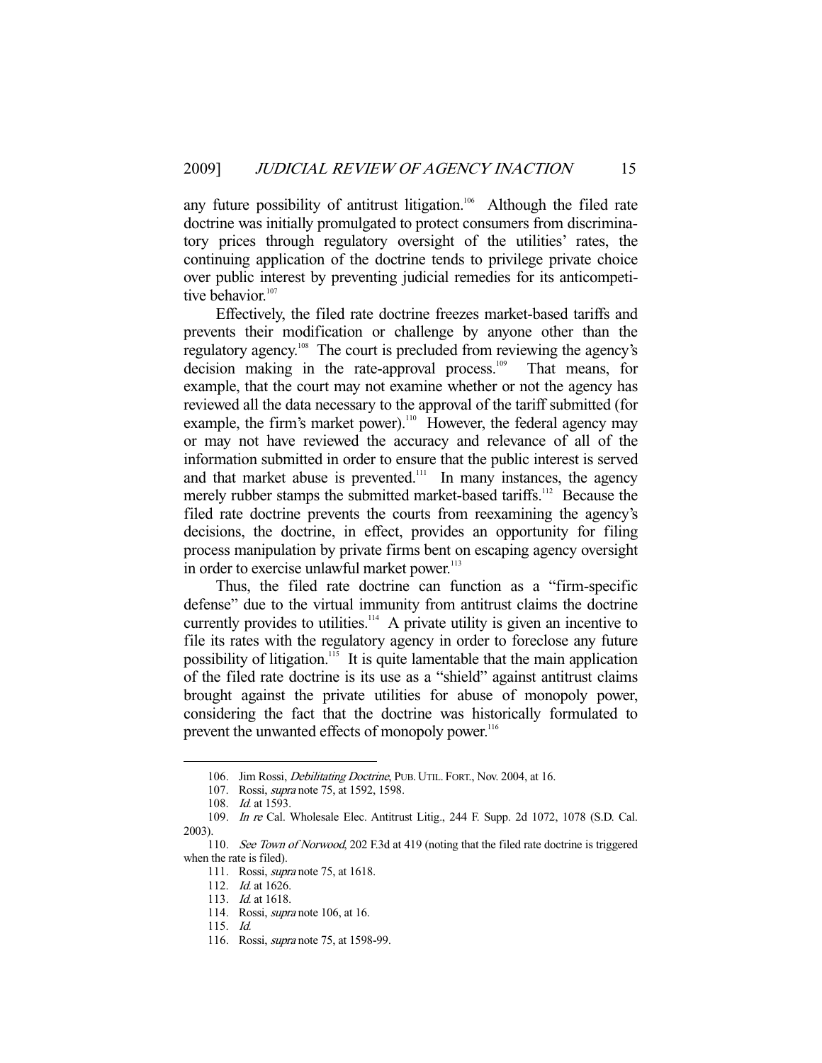any future possibility of antitrust litigation.[106] Although the filed rate doctrine was initially promulgated to protect consumers from discriminatory prices through regulatory oversight of the utilities' rates, the continuing application of the doctrine tends to privilege private choice over public interest by preventing judicial remedies for its anticompetitive behavior.[107]

Effectively, the filed rate doctrine freezes market-based tariffs and prevents their modification or challenge by anyone other than the regulatory agency.[108] The court is precluded from reviewing the agency's decision making in the rate-approval process.[109] That means, for example, that the court may not examine whether or not the agency has reviewed all the data necessary to the approval of the tariff submitted (for example, the firm's market power).[110] However, the federal agency may or may not have reviewed the accuracy and relevance of all of the information submitted in order to ensure that the public interest is served and that market abuse is prevented.[111] In many instances, the agency merely rubber stamps the submitted market-based tariffs.[112] Because the filed rate doctrine prevents the courts from reexamining the agency's decisions, the doctrine, in effect, provides an opportunity for filing process manipulation by private firms bent on escaping agency oversight in order to exercise unlawful market power.[113]

Thus, the filed rate doctrine can function as a "firm-specific defense" due to the virtual immunity from antitrust claims the doctrine currently provides to utilities.[114] A private utility is given an incentive to file its rates with the regulatory agency in order to foreclose any future possibility of litigation.[115] It is quite lamentable that the main application of the filed rate doctrine is its use as a "shield" against antitrust claims brought against the private utilities for abuse of monopoly power, considering the fact that the doctrine was historically formulated to prevent the unwanted effects of monopoly power.[116]

---

106. Jim Rossi, *Debilitating Doctrine*, PUB. UTIL. FORT., Nov. 2004, at 16.

107. Rossi, *supra* note 75, at 1592, 1598.

108. *Id.* at 1593.

109. *In re* Cal. Wholesale Elec. Antitrust Litig., 244 F. Supp. 2d 1072, 1078 (S.D. Cal. 2003).

110. *See Town of Norwood*, 202 F.3d at 419 (noting that the filed rate doctrine is triggered when the rate is filed).

111. Rossi, *supra* note 75, at 1618.

112. *Id.* at 1626.

113. *Id.* at 1618.

114. Rossi, *supra* note 106, at 16.

115. *Id.*

116. Rossi, *supra* note 75, at 1598-99.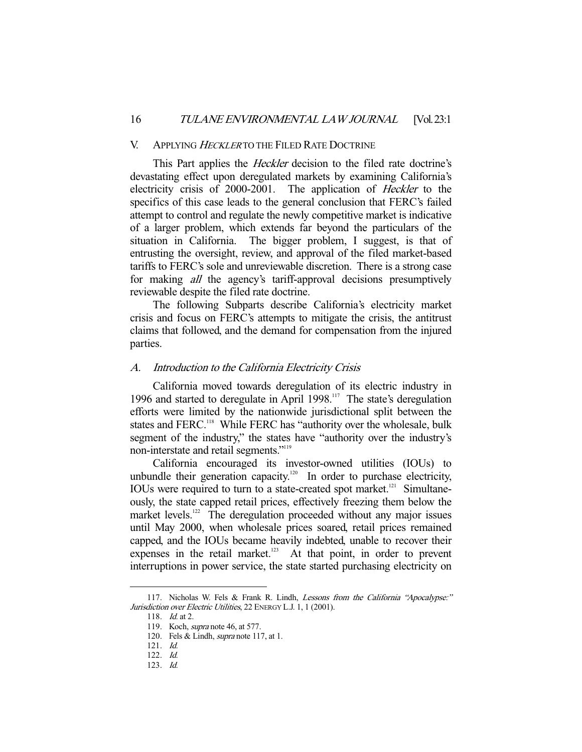## V. APPLYING *HECKLER* TO THE FILED RATE DOCTRINE

This Part applies the *Heckler* decision to the filed rate doctrine's devastating effect upon deregulated markets by examining California's electricity crisis of 2000-2001. The application of *Heckler* to the specifics of this case leads to the general conclusion that FERC's failed attempt to control and regulate the newly competitive market is indicative of a larger problem, which extends far beyond the particulars of the situation in California. The bigger problem, I suggest, is that of entrusting the oversight, review, and approval of the filed market-based tariffs to FERC's sole and unreviewable discretion. There is a strong case for making *all* the agency's tariff-approval decisions presumptively reviewable despite the filed rate doctrine.

The following Subparts describe California's electricity market crisis and focus on FERC's attempts to mitigate the crisis, the antitrust claims that followed, and the demand for compensation from the injured parties.

### *A. Introduction to the California Electricity Crisis*

California moved towards deregulation of its electric industry in 1996 and started to deregulate in April 1998.[117] The state's deregulation efforts were limited by the nationwide jurisdictional split between the states and FERC.[118] While FERC has "authority over the wholesale, bulk segment of the industry," the states have "authority over the industry's non-interstate and retail segments."[119]

California encouraged its investor-owned utilities (IOUs) to unbundle their generation capacity.[120] In order to purchase electricity, IOUs were required to turn to a state-created spot market.[121] Simultaneously, the state capped retail prices, effectively freezing them below the market levels.[122] The deregulation proceeded without any major issues until May 2000, when wholesale prices soared, retail prices remained capped, and the IOUs became heavily indebted, unable to recover their expenses in the retail market.[123] At that point, in order to prevent interruptions in power service, the state started purchasing electricity on

---

117. Nicholas W. Fels & Frank R. Lindh, *Lessons from the California "Apocalypse:" Jurisdiction over Electric Utilities*, 22 ENERGY L.J. 1, 1 (2001).

118. *Id.* at 2.

119. Koch, *supra* note 46, at 577.

120. Fels & Lindh, *supra* note 117, at 1.

121. *Id.*

122. *Id.*

123. *Id.*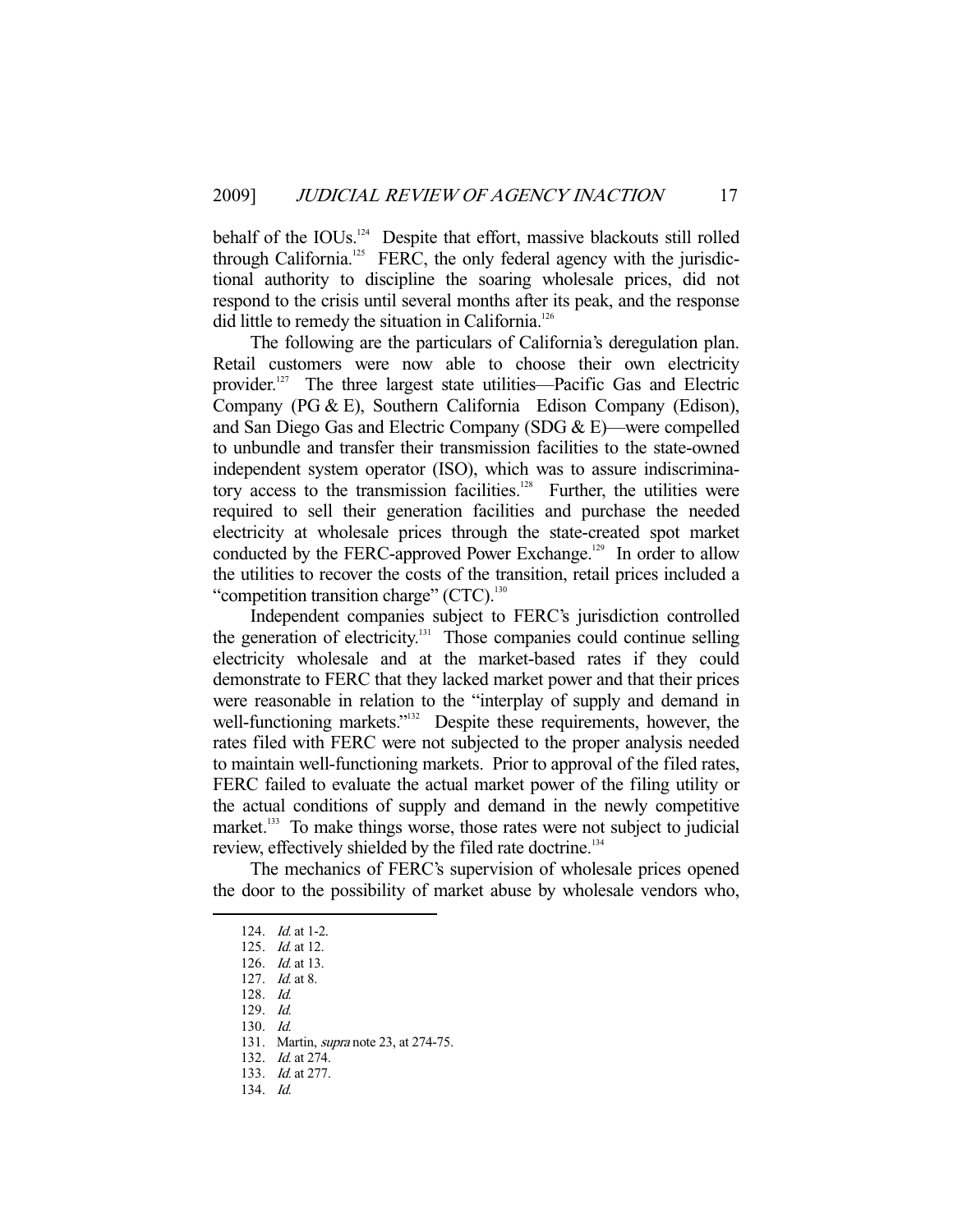behalf of the IOUs.[124] Despite that effort, massive blackouts still rolled through California.[125] FERC, the only federal agency with the jurisdictional authority to discipline the soaring wholesale prices, did not respond to the crisis until several months after its peak, and the response did little to remedy the situation in California.[126]

The following are the particulars of California's deregulation plan. Retail customers were now able to choose their own electricity provider.[127] The three largest state utilities—Pacific Gas and Electric Company (PG & E), Southern California Edison Company (Edison), and San Diego Gas and Electric Company (SDG & E)—were compelled to unbundle and transfer their transmission facilities to the state-owned independent system operator (ISO), which was to assure indiscriminatory access to the transmission facilities.[128] Further, the utilities were required to sell their generation facilities and purchase the needed electricity at wholesale prices through the state-created spot market conducted by the FERC-approved Power Exchange.[129] In order to allow the utilities to recover the costs of the transition, retail prices included a "competition transition charge" (CTC).[130]

Independent companies subject to FERC's jurisdiction controlled the generation of electricity.[131] Those companies could continue selling electricity wholesale and at the market-based rates if they could demonstrate to FERC that they lacked market power and that their prices were reasonable in relation to the "interplay of supply and demand in well-functioning markets."[132] Despite these requirements, however, the rates filed with FERC were not subjected to the proper analysis needed to maintain well-functioning markets. Prior to approval of the filed rates, FERC failed to evaluate the actual market power of the filing utility or the actual conditions of supply and demand in the newly competitive market.[133] To make things worse, those rates were not subject to judicial review, effectively shielded by the filed rate doctrine.[134]

The mechanics of FERC's supervision of wholesale prices opened the door to the possibility of market abuse by wholesale vendors who,

---

124. *Id.* at 1-2.
125. *Id.* at 12.
126. *Id.* at 13.
127. *Id.* at 8.
128. *Id.*
129. *Id.*
130. *Id.*
131. Martin, *supra* note 23, at 274-75.
132. *Id.* at 274.
133. *Id.* at 277.
134. *Id.*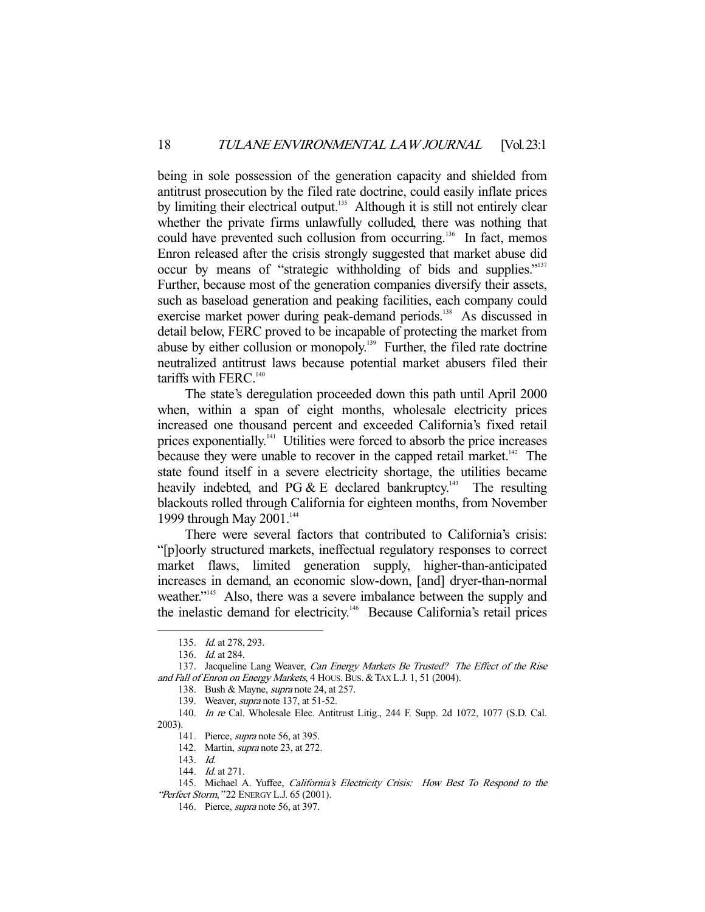being in sole possession of the generation capacity and shielded from antitrust prosecution by the filed rate doctrine, could easily inflate prices by limiting their electrical output.[135] Although it is still not entirely clear whether the private firms unlawfully colluded, there was nothing that could have prevented such collusion from occurring.[136] In fact, memos Enron released after the crisis strongly suggested that market abuse did occur by means of "strategic withholding of bids and supplies."[137] Further, because most of the generation companies diversify their assets, such as baseload generation and peaking facilities, each company could exercise market power during peak-demand periods.[138] As discussed in detail below, FERC proved to be incapable of protecting the market from abuse by either collusion or monopoly.[139] Further, the filed rate doctrine neutralized antitrust laws because potential market abusers filed their tariffs with FERC.[140]

The state's deregulation proceeded down this path until April 2000 when, within a span of eight months, wholesale electricity prices increased one thousand percent and exceeded California's fixed retail prices exponentially.[141] Utilities were forced to absorb the price increases because they were unable to recover in the capped retail market.[142] The state found itself in a severe electricity shortage, the utilities became heavily indebted, and PG & E declared bankruptcy.[143] The resulting blackouts rolled through California for eighteen months, from November 1999 through May 2001.[144]

There were several factors that contributed to California's crisis: "[p]oorly structured markets, ineffectual regulatory responses to correct market flaws, limited generation supply, higher-than-anticipated increases in demand, an economic slow-down, [and] dryer-than-normal weather."[145] Also, there was a severe imbalance between the supply and the inelastic demand for electricity.[146] Because California's retail prices

---

135. *Id.* at 278, 293.

136. *Id.* at 284.

137. Jacqueline Lang Weaver, *Can Energy Markets Be Trusted? The Effect of the Rise and Fall of Enron on Energy Markets*, 4 HOUS. BUS. & TAX L.J. 1, 51 (2004).

138. Bush & Mayne, *supra* note 24, at 257.

139. Weaver, *supra* note 137, at 51-52.

140. *In re* Cal. Wholesale Elec. Antitrust Litig., 244 F. Supp. 2d 1072, 1077 (S.D. Cal. 2003).

141. Pierce, *supra* note 56, at 395.

142. Martin, *supra* note 23, at 272.

143. *Id.*

144. *Id.* at 271.

145. Michael A. Yuffee, *California's Electricity Crisis: How Best To Respond to the "Perfect Storm,"* 22 ENERGY L.J. 65 (2001).

146. Pierce, *supra* note 56, at 397.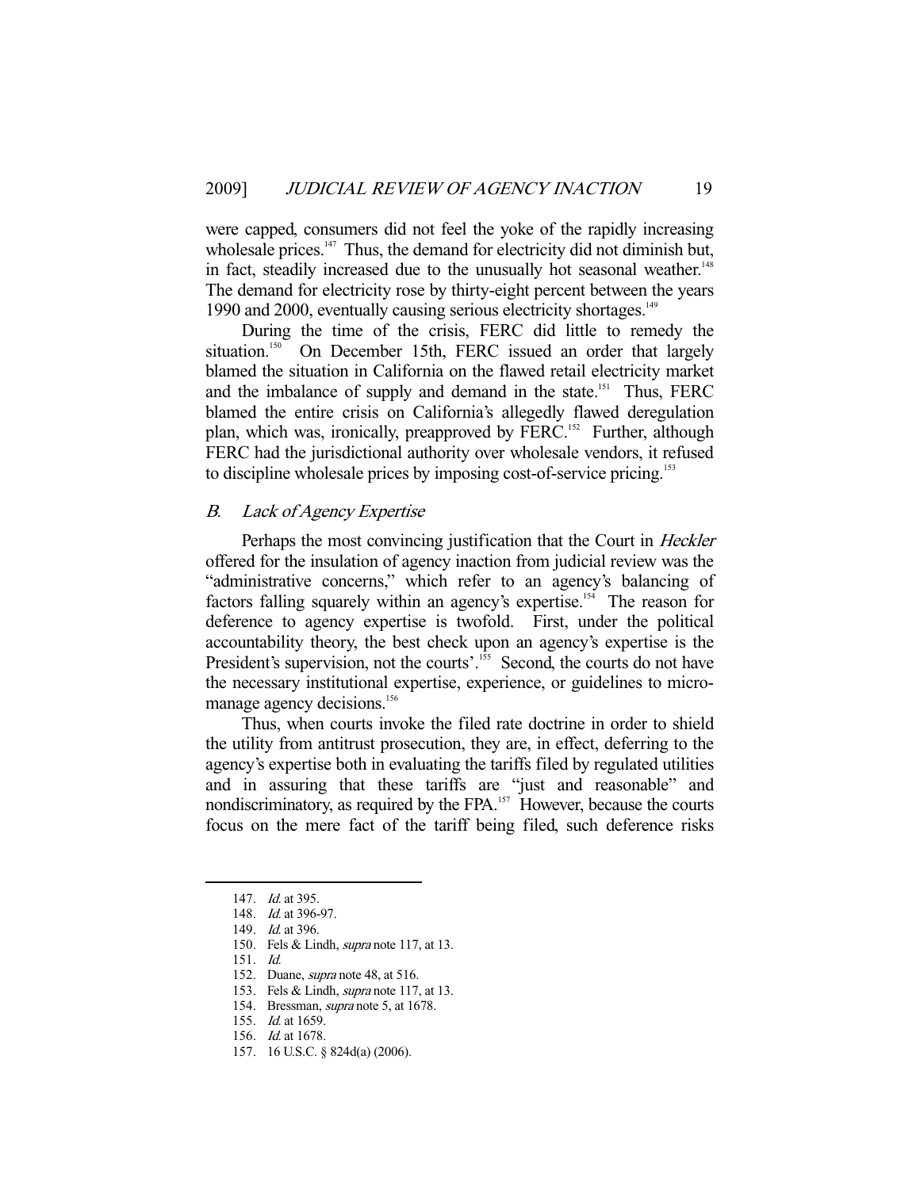were capped, consumers did not feel the yoke of the rapidly increasing wholesale prices.[147] Thus, the demand for electricity did not diminish but, in fact, steadily increased due to the unusually hot seasonal weather.[148] The demand for electricity rose by thirty-eight percent between the years 1990 and 2000, eventually causing serious electricity shortages.[149]

During the time of the crisis, FERC did little to remedy the situation.[150] On December 15th, FERC issued an order that largely blamed the situation in California on the flawed retail electricity market and the imbalance of supply and demand in the state.[151] Thus, FERC blamed the entire crisis on California's allegedly flawed deregulation plan, which was, ironically, preapproved by FERC.[152] Further, although FERC had the jurisdictional authority over wholesale vendors, it refused to discipline wholesale prices by imposing cost-of-service pricing.[153]

## *B. Lack of Agency Expertise*

Perhaps the most convincing justification that the Court in *Heckler* offered for the insulation of agency inaction from judicial review was the "administrative concerns," which refer to an agency's balancing of factors falling squarely within an agency's expertise.[154] The reason for deference to agency expertise is twofold. First, under the political accountability theory, the best check upon an agency's expertise is the President's supervision, not the courts'.[155] Second, the courts do not have the necessary institutional expertise, experience, or guidelines to micro-manage agency decisions.[156]

Thus, when courts invoke the filed rate doctrine in order to shield the utility from antitrust prosecution, they are, in effect, deferring to the agency's expertise both in evaluating the tariffs filed by regulated utilities and in assuring that these tariffs are "just and reasonable" and nondiscriminatory, as required by the FPA.[157] However, because the courts focus on the mere fact of the tariff being filed, such deference risks

---

147. *Id.* at 395.
148. *Id.* at 396-97.
149. *Id.* at 396.
150. Fels & Lindh, *supra* note 117, at 13.
151. *Id.*
152. Duane, *supra* note 48, at 516.
153. Fels & Lindh, *supra* note 117, at 13.
154. Bressman, *supra* note 5, at 1678.
155. *Id.* at 1659.
156. *Id.* at 1678.
157. 16 U.S.C. § 824d(a) (2006).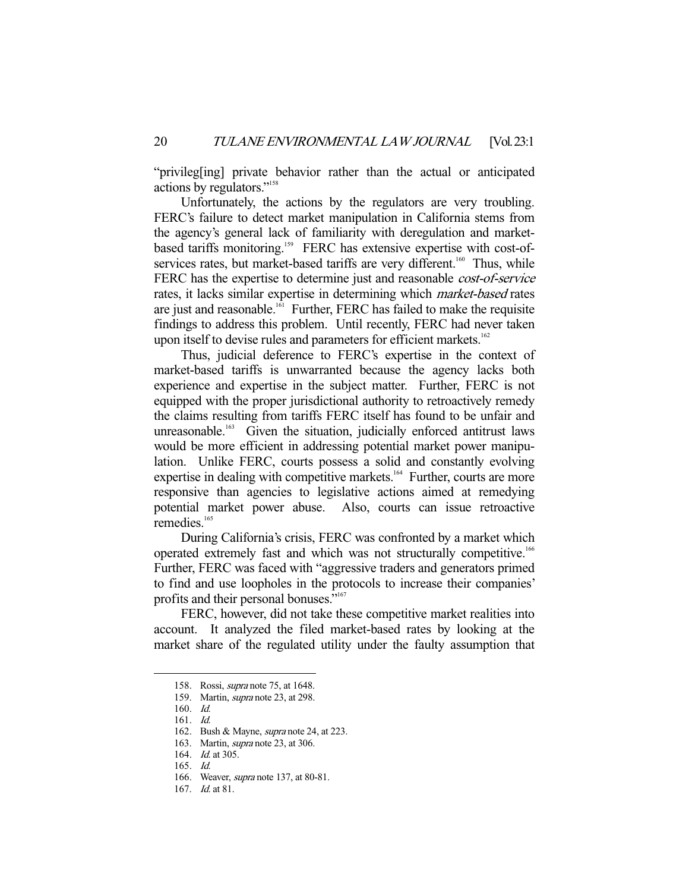"privileg[ing] private behavior rather than the actual or anticipated actions by regulators."[158]

Unfortunately, the actions by the regulators are very troubling. FERC's failure to detect market manipulation in California stems from the agency's general lack of familiarity with deregulation and market-based tariffs monitoring.[159] FERC has extensive expertise with cost-of-services rates, but market-based tariffs are very different.[160] Thus, while FERC has the expertise to determine just and reasonable *cost-of-service* rates, it lacks similar expertise in determining which *market-based* rates are just and reasonable.[161] Further, FERC has failed to make the requisite findings to address this problem. Until recently, FERC had never taken upon itself to devise rules and parameters for efficient markets.[162]

Thus, judicial deference to FERC's expertise in the context of market-based tariffs is unwarranted because the agency lacks both experience and expertise in the subject matter. Further, FERC is not equipped with the proper jurisdictional authority to retroactively remedy the claims resulting from tariffs FERC itself has found to be unfair and unreasonable.[163] Given the situation, judicially enforced antitrust laws would be more efficient in addressing potential market power manipulation. Unlike FERC, courts possess a solid and constantly evolving expertise in dealing with competitive markets.[164] Further, courts are more responsive than agencies to legislative actions aimed at remedying potential market power abuse. Also, courts can issue retroactive remedies.[165]

During California's crisis, FERC was confronted by a market which operated extremely fast and which was not structurally competitive.[166] Further, FERC was faced with "aggressive traders and generators primed to find and use loopholes in the protocols to increase their companies' profits and their personal bonuses."[167]

FERC, however, did not take these competitive market realities into account. It analyzed the filed market-based rates by looking at the market share of the regulated utility under the faulty assumption that

---

158. Rossi, *supra* note 75, at 1648.

159. Martin, *supra* note 23, at 298.

160. *Id.*

161. *Id.*

162. Bush & Mayne, *supra* note 24, at 223.

163. Martin, *supra* note 23, at 306.

164. *Id.* at 305.

165. *Id.*

166. Weaver, *supra* note 137, at 80-81.

167. *Id.* at 81.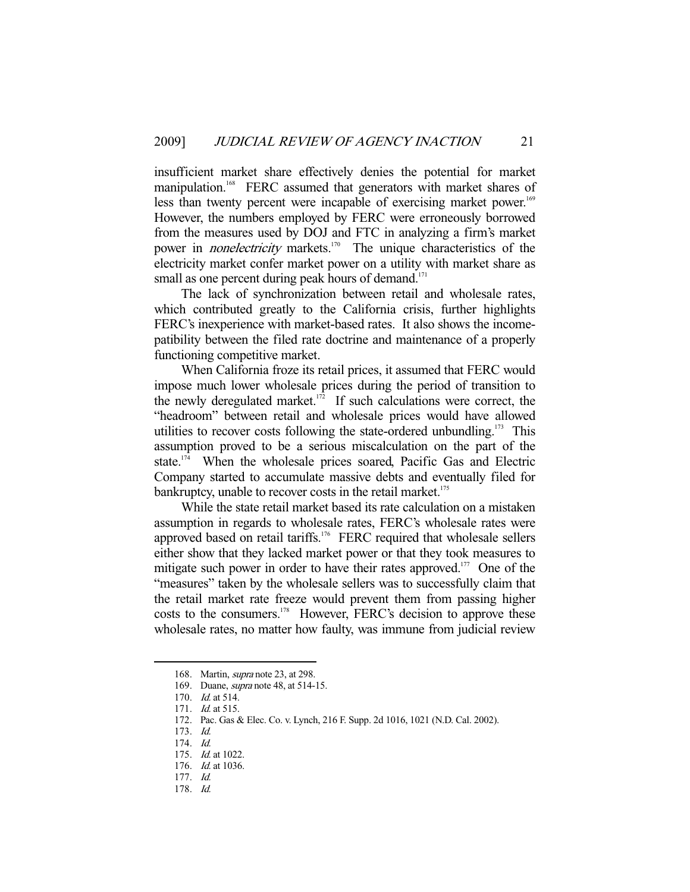insufficient market share effectively denies the potential for market manipulation.[168] FERC assumed that generators with market shares of less than twenty percent were incapable of exercising market power.[169] However, the numbers employed by FERC were erroneously borrowed from the measures used by DOJ and FTC in analyzing a firm's market power in *nonelectricity* markets.[170] The unique characteristics of the electricity market confer market power on a utility with market share as small as one percent during peak hours of demand.[171]

The lack of synchronization between retail and wholesale rates, which contributed greatly to the California crisis, further highlights FERC's inexperience with market-based rates. It also shows the incomepatibility between the filed rate doctrine and maintenance of a properly functioning competitive market.

When California froze its retail prices, it assumed that FERC would impose much lower wholesale prices during the period of transition to the newly deregulated market.[172] If such calculations were correct, the "headroom" between retail and wholesale prices would have allowed utilities to recover costs following the state-ordered unbundling.[173] This assumption proved to be a serious miscalculation on the part of the state.[174] When the wholesale prices soared, Pacific Gas and Electric Company started to accumulate massive debts and eventually filed for bankruptcy, unable to recover costs in the retail market.[175]

While the state retail market based its rate calculation on a mistaken assumption in regards to wholesale rates, FERC's wholesale rates were approved based on retail tariffs.[176] FERC required that wholesale sellers either show that they lacked market power or that they took measures to mitigate such power in order to have their rates approved.[177] One of the "measures" taken by the wholesale sellers was to successfully claim that the retail market rate freeze would prevent them from passing higher costs to the consumers.[178] However, FERC's decision to approve these wholesale rates, no matter how faulty, was immune from judicial review

---

168. Martin, *supra* note 23, at 298.
169. Duane, *supra* note 48, at 514-15.
170. *Id.* at 514.
171. *Id.* at 515.
172. Pac. Gas & Elec. Co. v. Lynch, 216 F. Supp. 2d 1016, 1021 (N.D. Cal. 2002).
173. *Id.*
174. *Id.*
175. *Id.* at 1022.
176. *Id.* at 1036.
177. *Id.*
178. *Id.*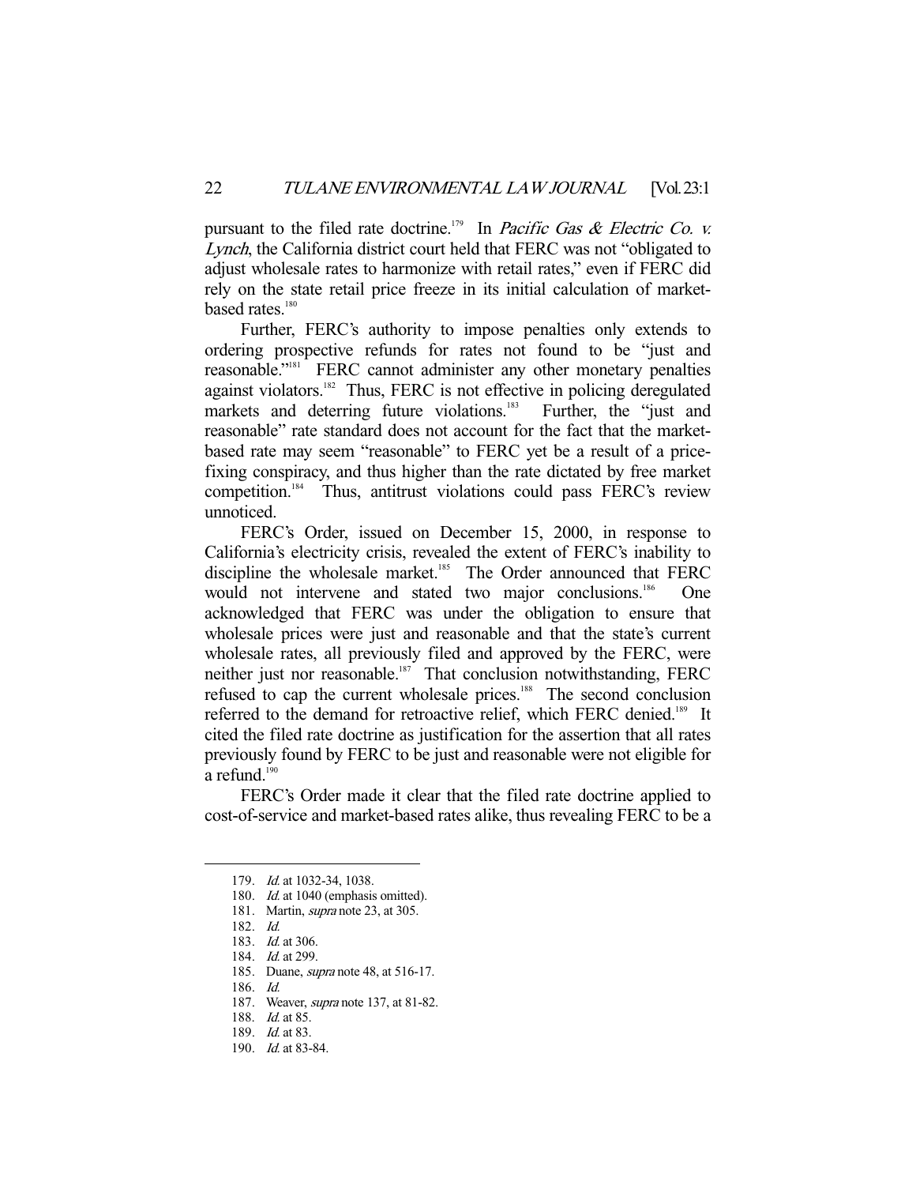pursuant to the filed rate doctrine.[179] In *Pacific Gas & Electric Co. v. Lynch*, the California district court held that FERC was not "obligated to adjust wholesale rates to harmonize with retail rates," even if FERC did rely on the state retail price freeze in its initial calculation of market-based rates.[180]

Further, FERC's authority to impose penalties only extends to ordering prospective refunds for rates not found to be "just and reasonable."[181] FERC cannot administer any other monetary penalties against violators.[182] Thus, FERC is not effective in policing deregulated markets and deterring future violations.[183] Further, the "just and reasonable" rate standard does not account for the fact that the market-based rate may seem "reasonable" to FERC yet be a result of a price-fixing conspiracy, and thus higher than the rate dictated by free market competition.[184] Thus, antitrust violations could pass FERC's review unnoticed.

FERC's Order, issued on December 15, 2000, in response to California's electricity crisis, revealed the extent of FERC's inability to discipline the wholesale market.[185] The Order announced that FERC would not intervene and stated two major conclusions.[186] One acknowledged that FERC was under the obligation to ensure that wholesale prices were just and reasonable and that the state's current wholesale rates, all previously filed and approved by the FERC, were neither just nor reasonable.[187] That conclusion notwithstanding, FERC refused to cap the current wholesale prices.[188] The second conclusion referred to the demand for retroactive relief, which FERC denied.[189] It cited the filed rate doctrine as justification for the assertion that all rates previously found by FERC to be just and reasonable were not eligible for a refund.[190]

FERC's Order made it clear that the filed rate doctrine applied to cost-of-service and market-based rates alike, thus revealing FERC to be a

---

179. *Id.* at 1032-34, 1038.
180. *Id.* at 1040 (emphasis omitted).
181. Martin, *supra* note 23, at 305.
182. *Id.*
183. *Id.* at 306.
184. *Id.* at 299.
185. Duane, *supra* note 48, at 516-17.
186. *Id.*
187. Weaver, *supra* note 137, at 81-82.
188. *Id.* at 85.
189. *Id.* at 83.
190. *Id.* at 83-84.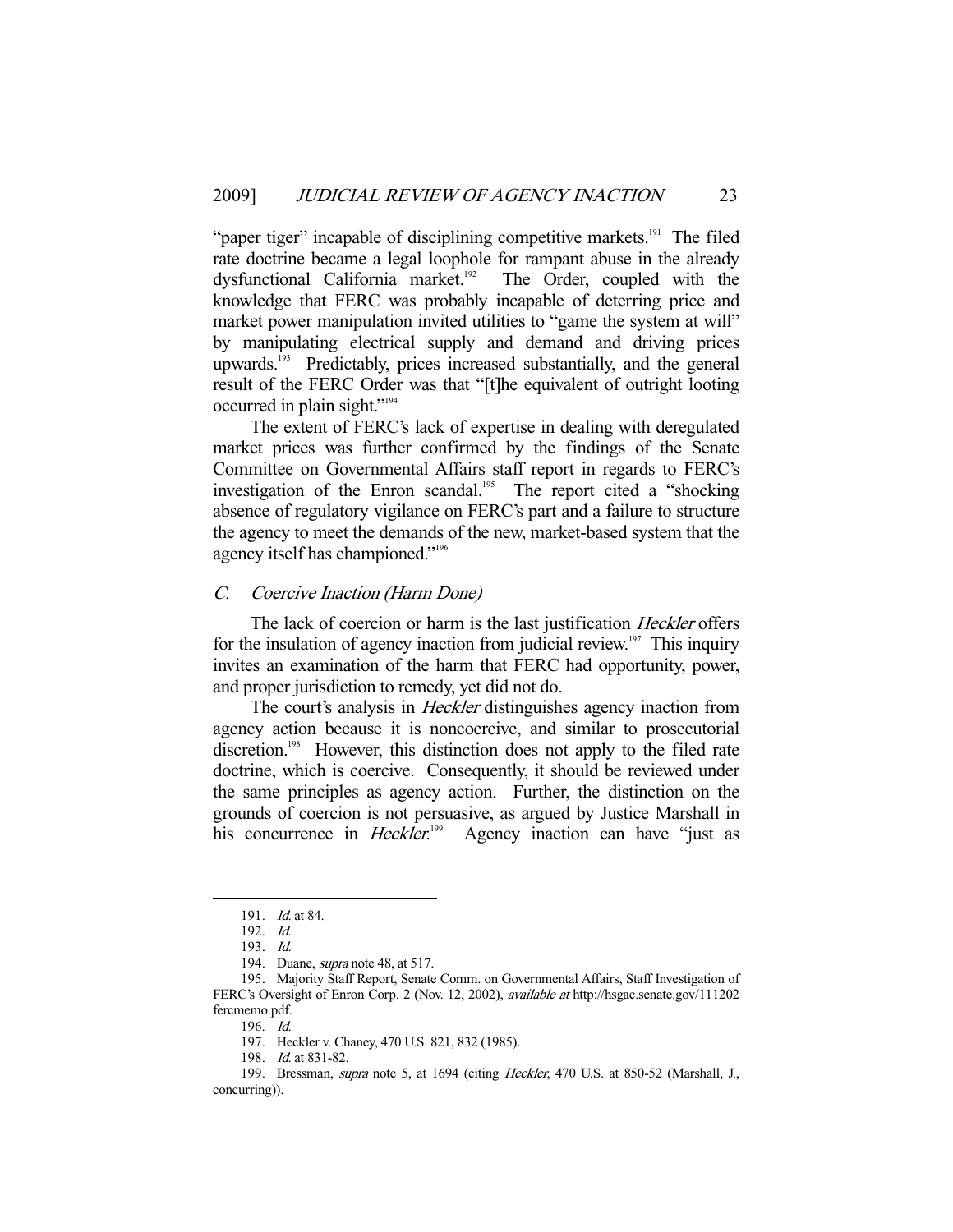"paper tiger" incapable of disciplining competitive markets.[191] The filed rate doctrine became a legal loophole for rampant abuse in the already dysfunctional California market.[192] The Order, coupled with the knowledge that FERC was probably incapable of deterring price and market power manipulation invited utilities to "game the system at will" by manipulating electrical supply and demand and driving prices upwards.[193] Predictably, prices increased substantially, and the general result of the FERC Order was that "[t]he equivalent of outright looting occurred in plain sight."[194]

The extent of FERC's lack of expertise in dealing with deregulated market prices was further confirmed by the findings of the Senate Committee on Governmental Affairs staff report in regards to FERC's investigation of the Enron scandal.[195] The report cited a "shocking absence of regulatory vigilance on FERC's part and a failure to structure the agency to meet the demands of the new, market-based system that the agency itself has championed."[196]

### *C. Coercive Inaction (Harm Done)*

The lack of coercion or harm is the last justification *Heckler* offers for the insulation of agency inaction from judicial review.[197] This inquiry invites an examination of the harm that FERC had opportunity, power, and proper jurisdiction to remedy, yet did not do.

The court's analysis in *Heckler* distinguishes agency inaction from agency action because it is noncoercive, and similar to prosecutorial discretion.[198] However, this distinction does not apply to the filed rate doctrine, which is coercive. Consequently, it should be reviewed under the same principles as agency action. Further, the distinction on the grounds of coercion is not persuasive, as argued by Justice Marshall in his concurrence in *Heckler*.[199] Agency inaction can have "just as

---

191. *Id.* at 84.

192. *Id.*

193. *Id.*

194. Duane, *supra* note 48, at 517.

195. Majority Staff Report, Senate Comm. on Governmental Affairs, Staff Investigation of FERC's Oversight of Enron Corp. 2 (Nov. 12, 2002), *available at* http://hsgac.senate.gov/111202fercmemo.pdf.

196. *Id.*

197. Heckler v. Chaney, 470 U.S. 821, 832 (1985).

198. *Id.* at 831-82.

199. Bressman, *supra* note 5, at 1694 (citing *Heckler*, 470 U.S. at 850-52 (Marshall, J., concurring)).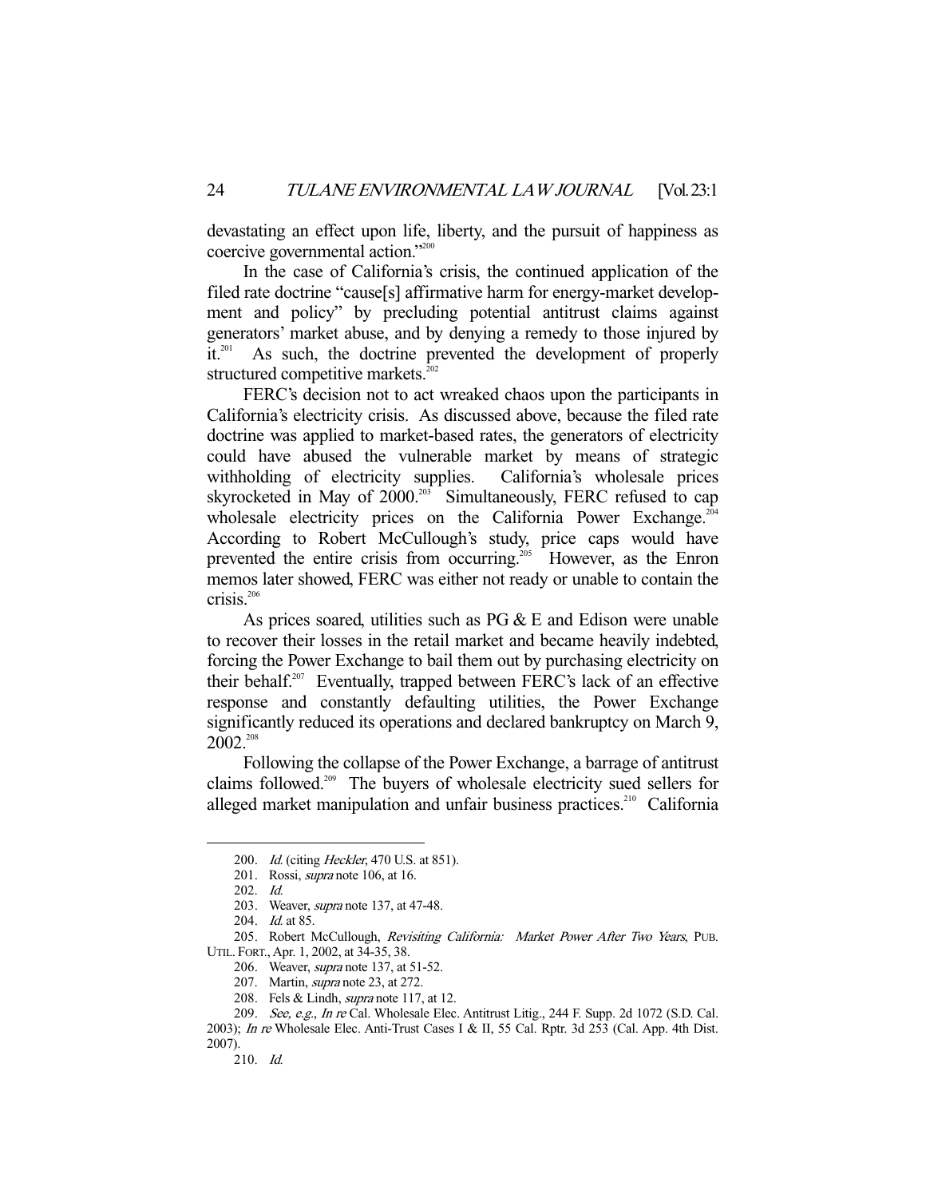devastating an effect upon life, liberty, and the pursuit of happiness as coercive governmental action."[200]

In the case of California's crisis, the continued application of the filed rate doctrine "cause[s] affirmative harm for energy-market development and policy" by precluding potential antitrust claims against generators' market abuse, and by denying a remedy to those injured by it.[201] As such, the doctrine prevented the development of properly structured competitive markets.[202]

FERC's decision not to act wreaked chaos upon the participants in California's electricity crisis. As discussed above, because the filed rate doctrine was applied to market-based rates, the generators of electricity could have abused the vulnerable market by means of strategic withholding of electricity supplies. California's wholesale prices skyrocketed in May of 2000.[203] Simultaneously, FERC refused to cap wholesale electricity prices on the California Power Exchange.[204] According to Robert McCullough's study, price caps would have prevented the entire crisis from occurring.[205] However, as the Enron memos later showed, FERC was either not ready or unable to contain the crisis.[206]

As prices soared, utilities such as PG & E and Edison were unable to recover their losses in the retail market and became heavily indebted, forcing the Power Exchange to bail them out by purchasing electricity on their behalf.[207] Eventually, trapped between FERC's lack of an effective response and constantly defaulting utilities, the Power Exchange significantly reduced its operations and declared bankruptcy on March 9, 2002.[208]

Following the collapse of the Power Exchange, a barrage of antitrust claims followed.[209] The buyers of wholesale electricity sued sellers for alleged market manipulation and unfair business practices.[210] California

---

200. *Id.* (citing *Heckler*, 470 U.S. at 851).

201. Rossi, *supra* note 106, at 16.

202. *Id.*

203. Weaver, *supra* note 137, at 47-48.

204. *Id.* at 85.

205. Robert McCullough, *Revisiting California: Market Power After Two Years*, PUB. UTIL. FORT., Apr. 1, 2002, at 34-35, 38.

206. Weaver, *supra* note 137, at 51-52.

207. Martin, *supra* note 23, at 272.

208. Fels & Lindh, *supra* note 117, at 12.

209. *See, e.g.*, *In re* Cal. Wholesale Elec. Antitrust Litig., 244 F. Supp. 2d 1072 (S.D. Cal. 2003); *In re* Wholesale Elec. Anti-Trust Cases I & II, 55 Cal. Rptr. 3d 253 (Cal. App. 4th Dist. 2007).

210. *Id.*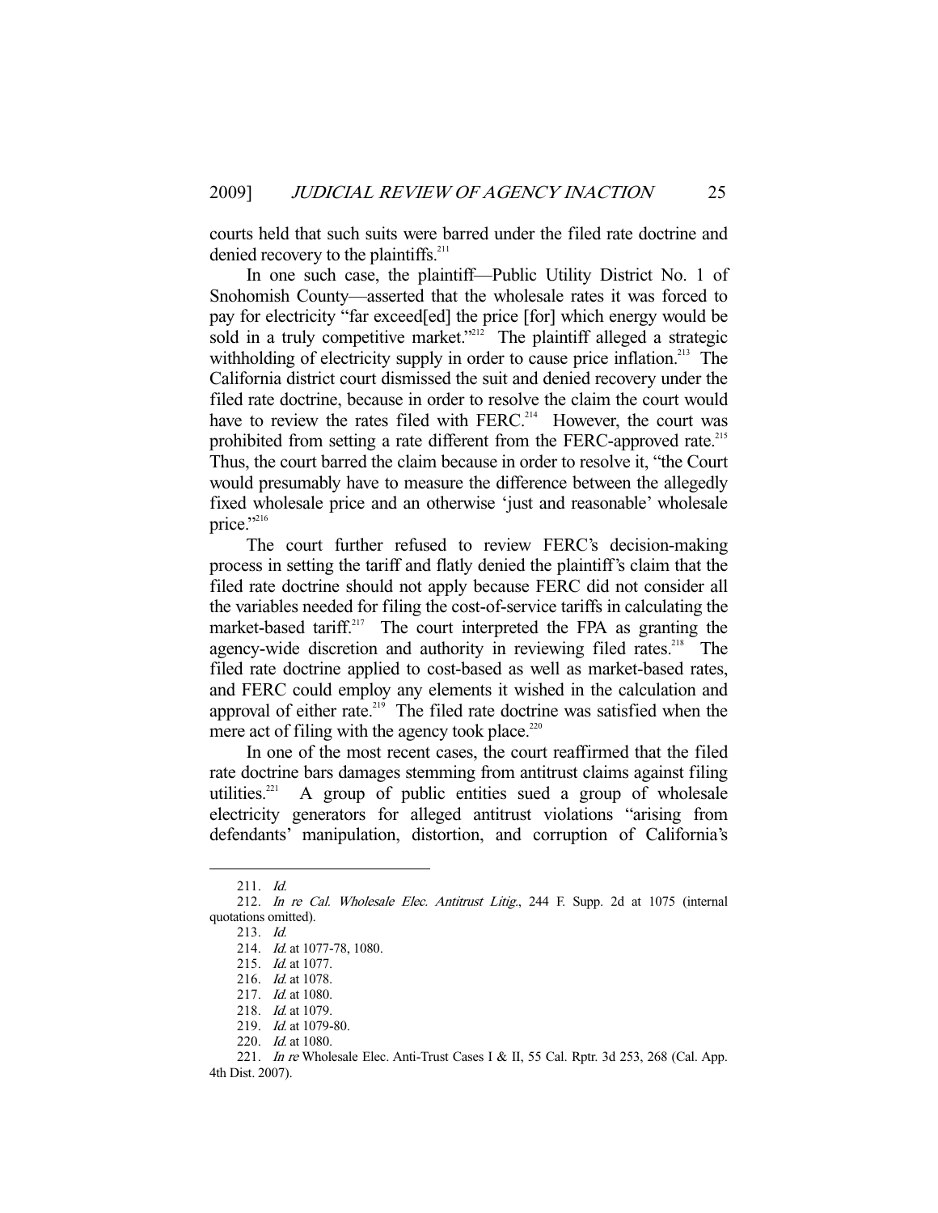courts held that such suits were barred under the filed rate doctrine and denied recovery to the plaintiffs.[211]

In one such case, the plaintiff—Public Utility District No. 1 of Snohomish County—asserted that the wholesale rates it was forced to pay for electricity "far exceed[ed] the price [for] which energy would be sold in a truly competitive market."[212] The plaintiff alleged a strategic withholding of electricity supply in order to cause price inflation.[213] The California district court dismissed the suit and denied recovery under the filed rate doctrine, because in order to resolve the claim the court would have to review the rates filed with FERC.[214] However, the court was prohibited from setting a rate different from the FERC-approved rate.[215] Thus, the court barred the claim because in order to resolve it, "the Court would presumably have to measure the difference between the allegedly fixed wholesale price and an otherwise 'just and reasonable' wholesale price."[216]

The court further refused to review FERC's decision-making process in setting the tariff and flatly denied the plaintiff's claim that the filed rate doctrine should not apply because FERC did not consider all the variables needed for filing the cost-of-service tariffs in calculating the market-based tariff.[217] The court interpreted the FPA as granting the agency-wide discretion and authority in reviewing filed rates.[218] The filed rate doctrine applied to cost-based as well as market-based rates, and FERC could employ any elements it wished in the calculation and approval of either rate.[219] The filed rate doctrine was satisfied when the mere act of filing with the agency took place.[220]

In one of the most recent cases, the court reaffirmed that the filed rate doctrine bars damages stemming from antitrust claims against filing utilities.[221] A group of public entities sued a group of wholesale electricity generators for alleged antitrust violations "arising from defendants' manipulation, distortion, and corruption of California's

---

211. *Id.*

212. *In re Cal. Wholesale Elec. Antitrust Litig.*, 244 F. Supp. 2d at 1075 (internal quotations omitted).

213. *Id.*

214. *Id.* at 1077-78, 1080.

215. *Id.* at 1077.

216. *Id.* at 1078.

217. *Id.* at 1080.

218. *Id.* at 1079.

219. *Id.* at 1079-80.

220. *Id.* at 1080.

221. *In re* Wholesale Elec. Anti-Trust Cases I & II, 55 Cal. Rptr. 3d 253, 268 (Cal. App. 4th Dist. 2007).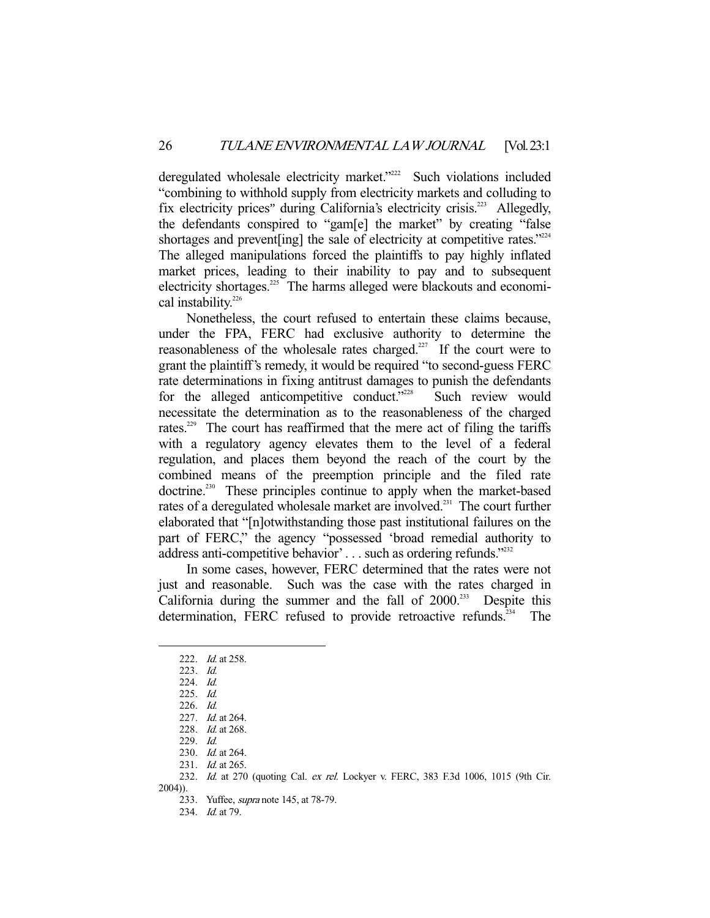deregulated wholesale electricity market."[222] Such violations included "combining to withhold supply from electricity markets and colluding to fix electricity prices" during California's electricity crisis.[223] Allegedly, the defendants conspired to "gam[e] the market" by creating "false shortages and prevent[ing] the sale of electricity at competitive rates."[224] The alleged manipulations forced the plaintiffs to pay highly inflated market prices, leading to their inability to pay and to subsequent electricity shortages.[225] The harms alleged were blackouts and economical instability.[226]

Nonetheless, the court refused to entertain these claims because, under the FPA, FERC had exclusive authority to determine the reasonableness of the wholesale rates charged.[227] If the court were to grant the plaintiff's remedy, it would be required "to second-guess FERC rate determinations in fixing antitrust damages to punish the defendants for the alleged anticompetitive conduct."[228] Such review would necessitate the determination as to the reasonableness of the charged rates.[229] The court has reaffirmed that the mere act of filing the tariffs with a regulatory agency elevates them to the level of a federal regulation, and places them beyond the reach of the court by the combined means of the preemption principle and the filed rate doctrine.[230] These principles continue to apply when the market-based rates of a deregulated wholesale market are involved.[231] The court further elaborated that "[n]otwithstanding those past institutional failures on the part of FERC," the agency "possessed 'broad remedial authority to address anti-competitive behavior' . . . such as ordering refunds."[232]

In some cases, however, FERC determined that the rates were not just and reasonable. Such was the case with the rates charged in California during the summer and the fall of 2000.[233] Despite this determination, FERC refused to provide retroactive refunds.[234] The

---

222. *Id.* at 258.
223. *Id.*
224. *Id.*
225. *Id.*
226. *Id.*
227. *Id.* at 264.
228. *Id.* at 268.
229. *Id.*
230. *Id.* at 264.
231. *Id.* at 265.
232. *Id.* at 270 (quoting Cal. *ex rel.* Lockyer v. FERC, 383 F.3d 1006, 1015 (9th Cir. 2004)).
233. Yuffee, *supra* note 145, at 78-79.
234. *Id.* at 79.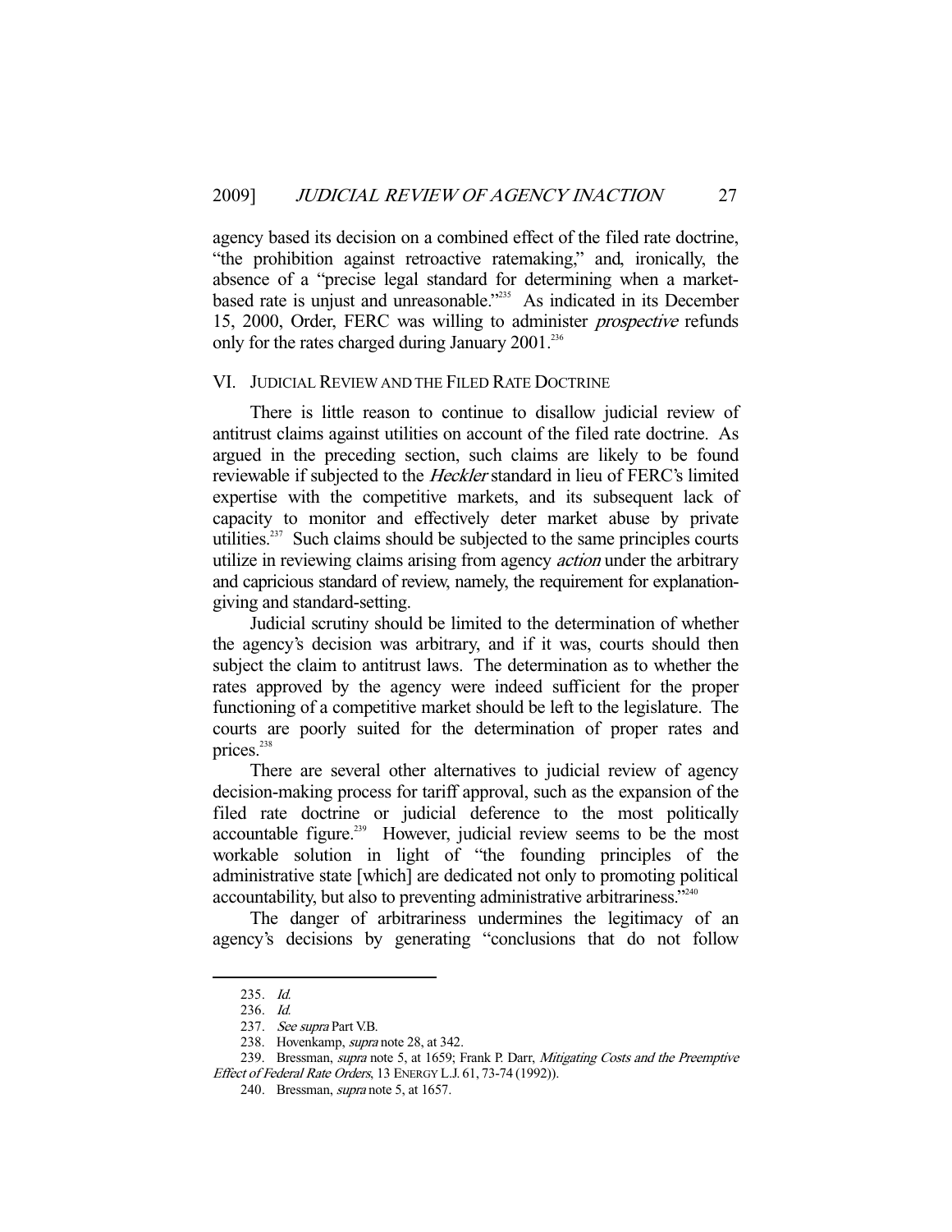agency based its decision on a combined effect of the filed rate doctrine, "the prohibition against retroactive ratemaking," and, ironically, the absence of a "precise legal standard for determining when a market-based rate is unjust and unreasonable."[235] As indicated in its December 15, 2000, Order, FERC was willing to administer *prospective* refunds only for the rates charged during January 2001.[236]

## VI. JUDICIAL REVIEW AND THE FILED RATE DOCTRINE

There is little reason to continue to disallow judicial review of antitrust claims against utilities on account of the filed rate doctrine. As argued in the preceding section, such claims are likely to be found reviewable if subjected to the *Heckler* standard in lieu of FERC's limited expertise with the competitive markets, and its subsequent lack of capacity to monitor and effectively deter market abuse by private utilities.[237] Such claims should be subjected to the same principles courts utilize in reviewing claims arising from agency *action* under the arbitrary and capricious standard of review, namely, the requirement for explanation-giving and standard-setting.

Judicial scrutiny should be limited to the determination of whether the agency's decision was arbitrary, and if it was, courts should then subject the claim to antitrust laws. The determination as to whether the rates approved by the agency were indeed sufficient for the proper functioning of a competitive market should be left to the legislature. The courts are poorly suited for the determination of proper rates and prices.[238]

There are several other alternatives to judicial review of agency decision-making process for tariff approval, such as the expansion of the filed rate doctrine or judicial deference to the most politically accountable figure.[239] However, judicial review seems to be the most workable solution in light of "the founding principles of the administrative state [which] are dedicated not only to promoting political accountability, but also to preventing administrative arbitrariness."[240]

The danger of arbitrariness undermines the legitimacy of an agency's decisions by generating "conclusions that do not follow

---

235. *Id.*

236. *Id.*

237. *See supra* Part V.B.

238. Hovenkamp, *supra* note 28, at 342.

239. Bressman, *supra* note 5, at 1659; Frank P. Darr, *Mitigating Costs and the Preemptive Effect of Federal Rate Orders*, 13 ENERGY L.J. 61, 73-74 (1992)).

240. Bressman, *supra* note 5, at 1657.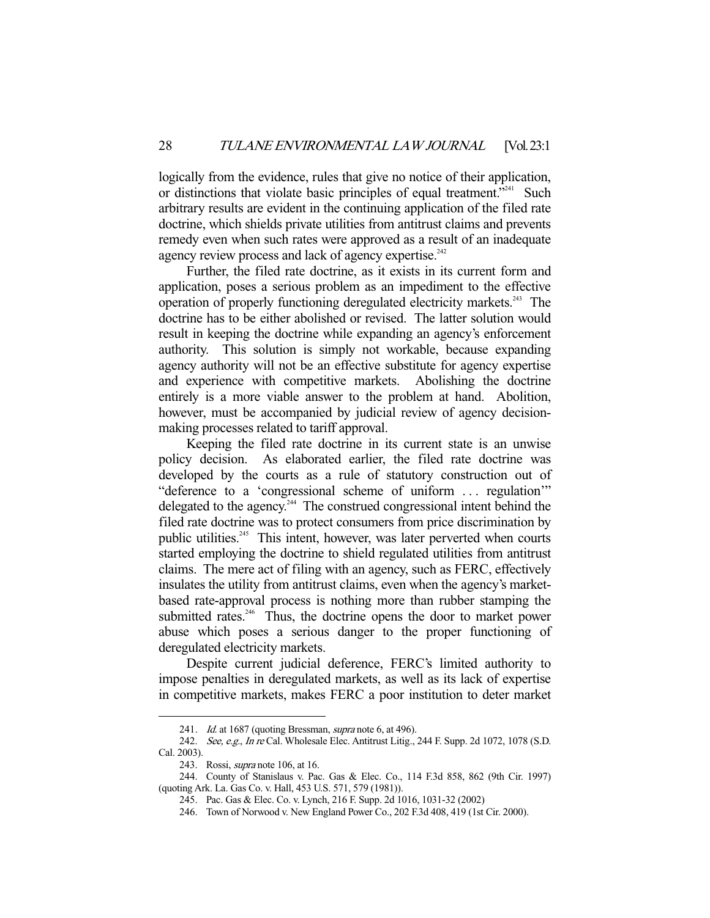logically from the evidence, rules that give no notice of their application, or distinctions that violate basic principles of equal treatment."[241] Such arbitrary results are evident in the continuing application of the filed rate doctrine, which shields private utilities from antitrust claims and prevents remedy even when such rates were approved as a result of an inadequate agency review process and lack of agency expertise.[242]

Further, the filed rate doctrine, as it exists in its current form and application, poses a serious problem as an impediment to the effective operation of properly functioning deregulated electricity markets.[243] The doctrine has to be either abolished or revised. The latter solution would result in keeping the doctrine while expanding an agency's enforcement authority. This solution is simply not workable, because expanding agency authority will not be an effective substitute for agency expertise and experience with competitive markets. Abolishing the doctrine entirely is a more viable answer to the problem at hand. Abolition, however, must be accompanied by judicial review of agency decision-making processes related to tariff approval.

Keeping the filed rate doctrine in its current state is an unwise policy decision. As elaborated earlier, the filed rate doctrine was developed by the courts as a rule of statutory construction out of "deference to a 'congressional scheme of uniform . . . regulation'" delegated to the agency.[244] The construed congressional intent behind the filed rate doctrine was to protect consumers from price discrimination by public utilities.[245] This intent, however, was later perverted when courts started employing the doctrine to shield regulated utilities from antitrust claims. The mere act of filing with an agency, such as FERC, effectively insulates the utility from antitrust claims, even when the agency's market-based rate-approval process is nothing more than rubber stamping the submitted rates.[246] Thus, the doctrine opens the door to market power abuse which poses a serious danger to the proper functioning of deregulated electricity markets.

Despite current judicial deference, FERC's limited authority to impose penalties in deregulated markets, as well as its lack of expertise in competitive markets, makes FERC a poor institution to deter market

---

241. *Id.* at 1687 (quoting Bressman, *supra* note 6, at 496).

242. *See, e.g.*, *In re* Cal. Wholesale Elec. Antitrust Litig., 244 F. Supp. 2d 1072, 1078 (S.D. Cal. 2003).

243. Rossi, *supra* note 106, at 16.

244. County of Stanislaus v. Pac. Gas & Elec. Co., 114 F.3d 858, 862 (9th Cir. 1997) (quoting Ark. La. Gas Co. v. Hall, 453 U.S. 571, 579 (1981)).

245. Pac. Gas & Elec. Co. v. Lynch, 216 F. Supp. 2d 1016, 1031-32 (2002)

246. Town of Norwood v. New England Power Co., 202 F.3d 408, 419 (1st Cir. 2000).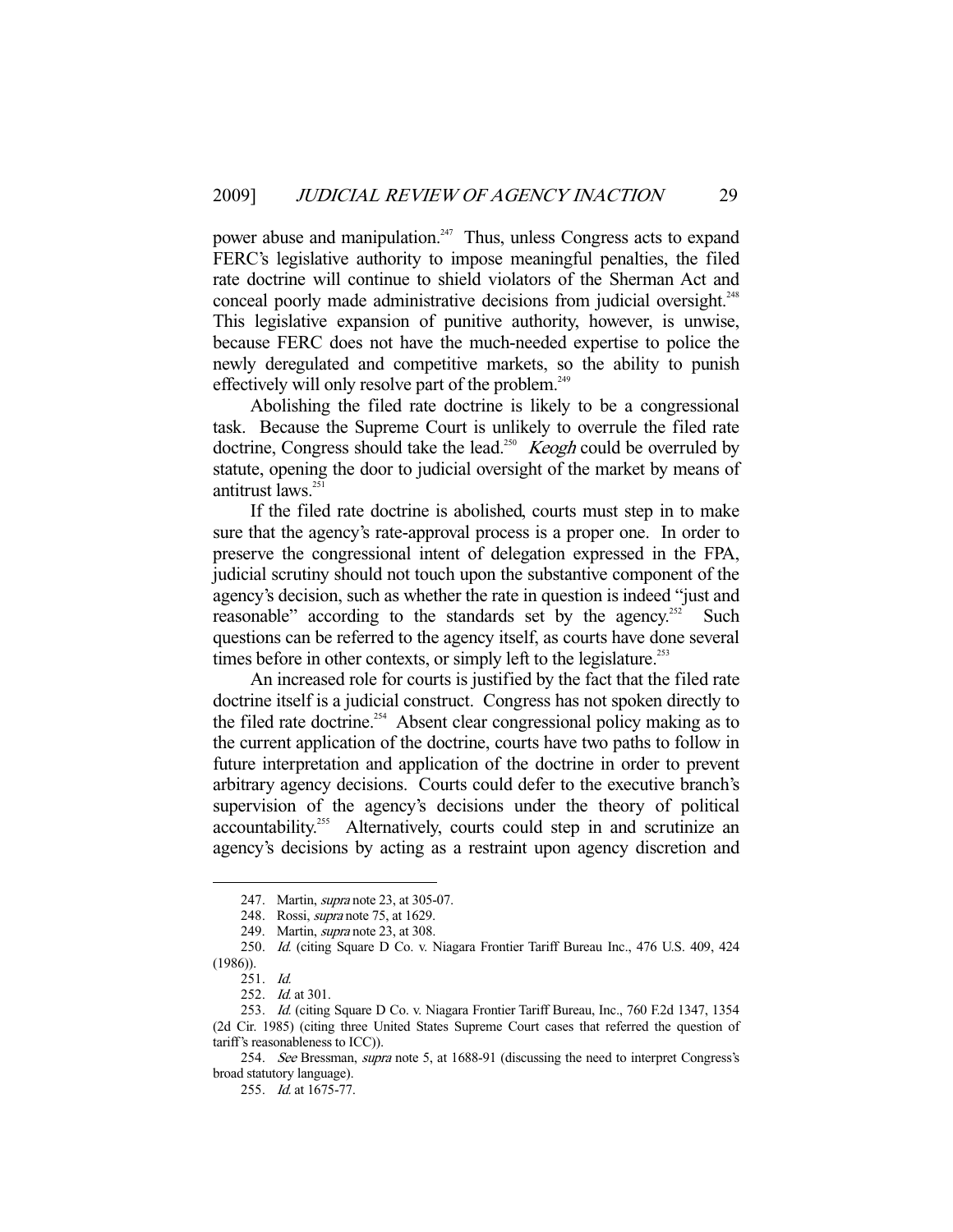power abuse and manipulation.[247] Thus, unless Congress acts to expand FERC's legislative authority to impose meaningful penalties, the filed rate doctrine will continue to shield violators of the Sherman Act and conceal poorly made administrative decisions from judicial oversight.[248] This legislative expansion of punitive authority, however, is unwise, because FERC does not have the much-needed expertise to police the newly deregulated and competitive markets, so the ability to punish effectively will only resolve part of the problem.[249]

Abolishing the filed rate doctrine is likely to be a congressional task. Because the Supreme Court is unlikely to overrule the filed rate doctrine, Congress should take the lead.[250] *Keogh* could be overruled by statute, opening the door to judicial oversight of the market by means of antitrust laws.[251]

If the filed rate doctrine is abolished, courts must step in to make sure that the agency's rate-approval process is a proper one. In order to preserve the congressional intent of delegation expressed in the FPA, judicial scrutiny should not touch upon the substantive component of the agency's decision, such as whether the rate in question is indeed "just and reasonable" according to the standards set by the agency.[252] Such questions can be referred to the agency itself, as courts have done several times before in other contexts, or simply left to the legislature.[253]

An increased role for courts is justified by the fact that the filed rate doctrine itself is a judicial construct. Congress has not spoken directly to the filed rate doctrine.[254] Absent clear congressional policy making as to the current application of the doctrine, courts have two paths to follow in future interpretation and application of the doctrine in order to prevent arbitrary agency decisions. Courts could defer to the executive branch's supervision of the agency's decisions under the theory of political accountability.[255] Alternatively, courts could step in and scrutinize an agency's decisions by acting as a restraint upon agency discretion and

---

247. Martin, *supra* note 23, at 305-07.

248. Rossi, *supra* note 75, at 1629.

249. Martin, *supra* note 23, at 308.

250. *Id.* (citing Square D Co. v. Niagara Frontier Tariff Bureau Inc., 476 U.S. 409, 424 (1986)).

251. *Id.*

252. *Id.* at 301.

253. *Id.* (citing Square D Co. v. Niagara Frontier Tariff Bureau, Inc., 760 F.2d 1347, 1354 (2d Cir. 1985) (citing three United States Supreme Court cases that referred the question of tariff's reasonableness to ICC)).

254. *See* Bressman, *supra* note 5, at 1688-91 (discussing the need to interpret Congress's broad statutory language).

255. *Id.* at 1675-77.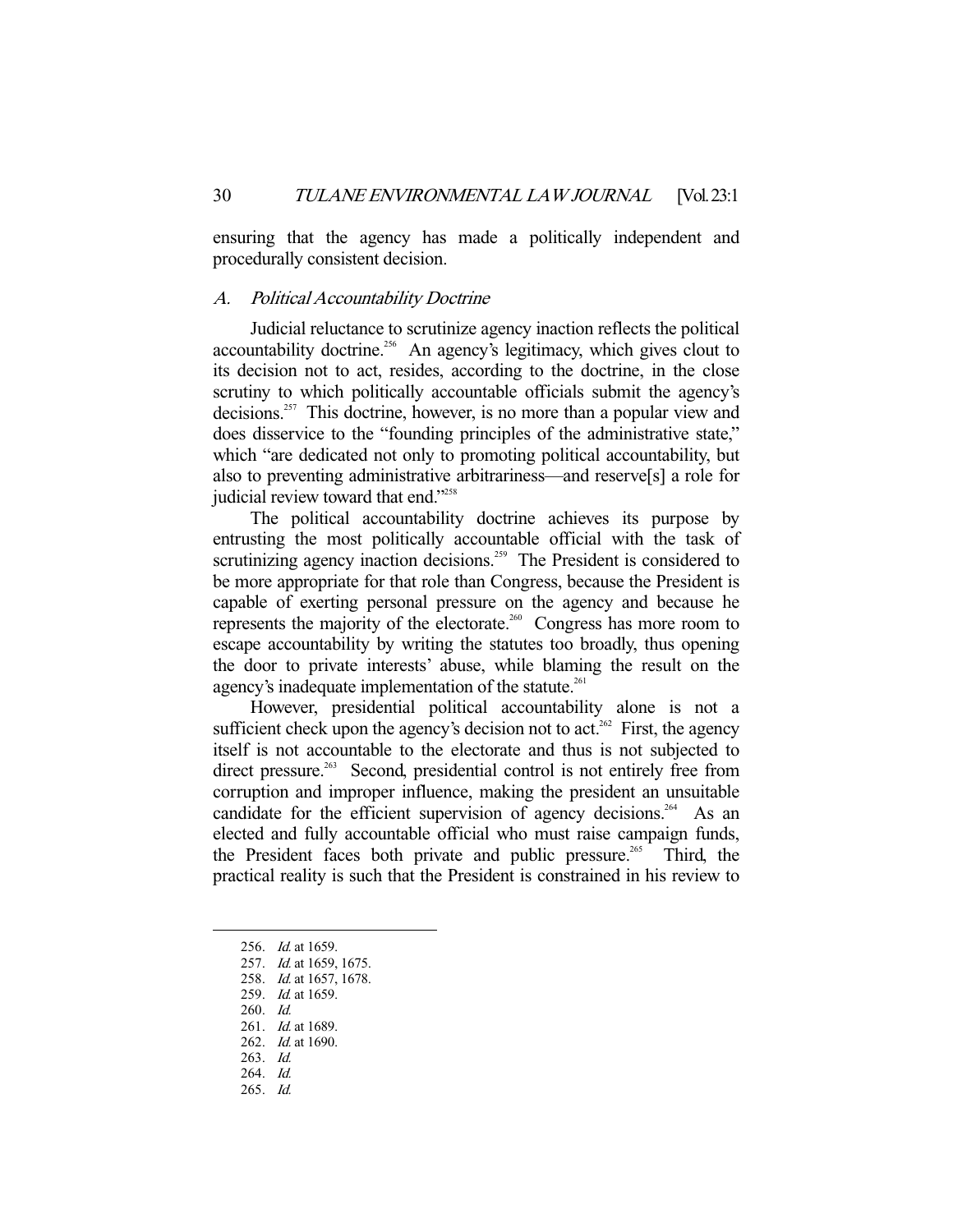ensuring that the agency has made a politically independent and procedurally consistent decision.

### A. *Political Accountability Doctrine*

Judicial reluctance to scrutinize agency inaction reflects the political accountability doctrine.[256] An agency's legitimacy, which gives clout to its decision not to act, resides, according to the doctrine, in the close scrutiny to which politically accountable officials submit the agency's decisions.[257] This doctrine, however, is no more than a popular view and does disservice to the "founding principles of the administrative state," which "are dedicated not only to promoting political accountability, but also to preventing administrative arbitrariness—and reserve[s] a role for judicial review toward that end."[258]

The political accountability doctrine achieves its purpose by entrusting the most politically accountable official with the task of scrutinizing agency inaction decisions.[259] The President is considered to be more appropriate for that role than Congress, because the President is capable of exerting personal pressure on the agency and because he represents the majority of the electorate.[260] Congress has more room to escape accountability by writing the statutes too broadly, thus opening the door to private interests' abuse, while blaming the result on the agency's inadequate implementation of the statute.[261]

However, presidential political accountability alone is not a sufficient check upon the agency's decision not to act.[262] First, the agency itself is not accountable to the electorate and thus is not subjected to direct pressure.[263] Second, presidential control is not entirely free from corruption and improper influence, making the president an unsuitable candidate for the efficient supervision of agency decisions.[264] As an elected and fully accountable official who must raise campaign funds, the President faces both private and public pressure.[265] Third, the practical reality is such that the President is constrained in his review to

---

256. *Id.* at 1659.
257. *Id.* at 1659, 1675.
258. *Id.* at 1657, 1678.
259. *Id.* at 1659.
260. *Id.*
261. *Id.* at 1689.
262. *Id.* at 1690.
263. *Id.*
264. *Id.*
265. *Id.*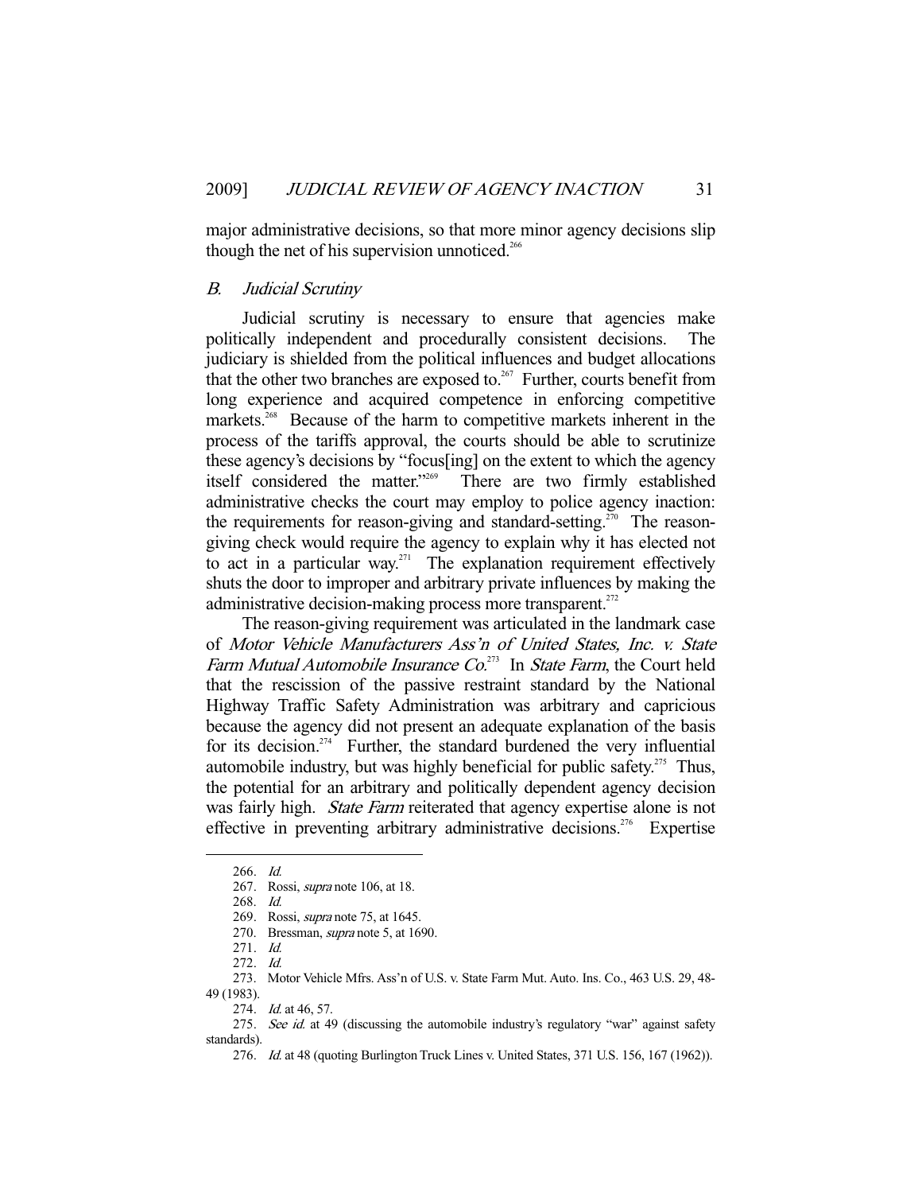major administrative decisions, so that more minor agency decisions slip though the net of his supervision unnoticed.[266]

### *B. Judicial Scrutiny*

Judicial scrutiny is necessary to ensure that agencies make politically independent and procedurally consistent decisions. The judiciary is shielded from the political influences and budget allocations that the other two branches are exposed to.[267] Further, courts benefit from long experience and acquired competence in enforcing competitive markets.[268] Because of the harm to competitive markets inherent in the process of the tariffs approval, the courts should be able to scrutinize these agency's decisions by "focus[ing] on the extent to which the agency itself considered the matter."[269] There are two firmly established administrative checks the court may employ to police agency inaction: the requirements for reason-giving and standard-setting.[270] The reason-giving check would require the agency to explain why it has elected not to act in a particular way.[271] The explanation requirement effectively shuts the door to improper and arbitrary private influences by making the administrative decision-making process more transparent.[272]

The reason-giving requirement was articulated in the landmark case of *Motor Vehicle Manufacturers Ass'n of United States, Inc. v. State Farm Mutual Automobile Insurance Co.*[273] In *State Farm*, the Court held that the rescission of the passive restraint standard by the National Highway Traffic Safety Administration was arbitrary and capricious because the agency did not present an adequate explanation of the basis for its decision.[274] Further, the standard burdened the very influential automobile industry, but was highly beneficial for public safety.[275] Thus, the potential for an arbitrary and politically dependent agency decision was fairly high. *State Farm* reiterated that agency expertise alone is not effective in preventing arbitrary administrative decisions.[276] Expertise

---

266. *Id.*

267. Rossi, *supra* note 106, at 18.

268. *Id.*

269. Rossi, *supra* note 75, at 1645.

270. Bressman, *supra* note 5, at 1690.

271. *Id.*

272. *Id.*

273. Motor Vehicle Mfrs. Ass'n of U.S. v. State Farm Mut. Auto. Ins. Co., 463 U.S. 29, 48-49 (1983).

274. *Id.* at 46, 57.

275. *See id.* at 49 (discussing the automobile industry's regulatory "war" against safety standards).

276. *Id.* at 48 (quoting Burlington Truck Lines v. United States, 371 U.S. 156, 167 (1962)).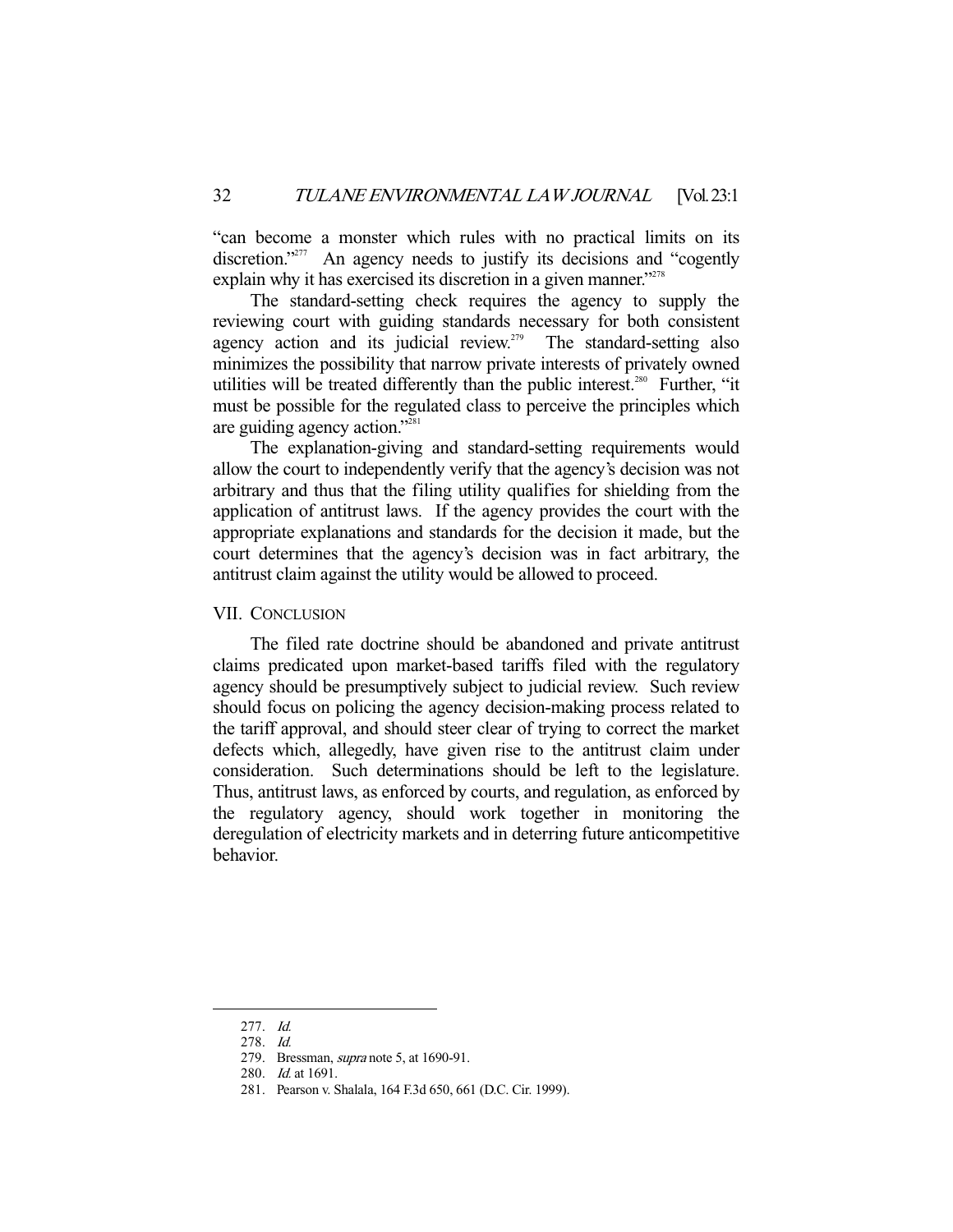"can become a monster which rules with no practical limits on its discretion."[277] An agency needs to justify its decisions and "cogently explain why it has exercised its discretion in a given manner."[278]

The standard-setting check requires the agency to supply the reviewing court with guiding standards necessary for both consistent agency action and its judicial review.[279] The standard-setting also minimizes the possibility that narrow private interests of privately owned utilities will be treated differently than the public interest.[280] Further, "it must be possible for the regulated class to perceive the principles which are guiding agency action."[281]

The explanation-giving and standard-setting requirements would allow the court to independently verify that the agency's decision was not arbitrary and thus that the filing utility qualifies for shielding from the application of antitrust laws. If the agency provides the court with the appropriate explanations and standards for the decision it made, but the court determines that the agency's decision was in fact arbitrary, the antitrust claim against the utility would be allowed to proceed.

## VII. Conclusion

The filed rate doctrine should be abandoned and private antitrust claims predicated upon market-based tariffs filed with the regulatory agency should be presumptively subject to judicial review. Such review should focus on policing the agency decision-making process related to the tariff approval, and should steer clear of trying to correct the market defects which, allegedly, have given rise to the antitrust claim under consideration. Such determinations should be left to the legislature. Thus, antitrust laws, as enforced by courts, and regulation, as enforced by the regulatory agency, should work together in monitoring the deregulation of electricity markets and in deterring future anticompetitive behavior.

---

277. *Id.*

278. *Id.*

279. Bressman, *supra* note 5, at 1690-91.

280. *Id.* at 1691.

281. Pearson v. Shalala, 164 F.3d 650, 661 (D.C. Cir. 1999).